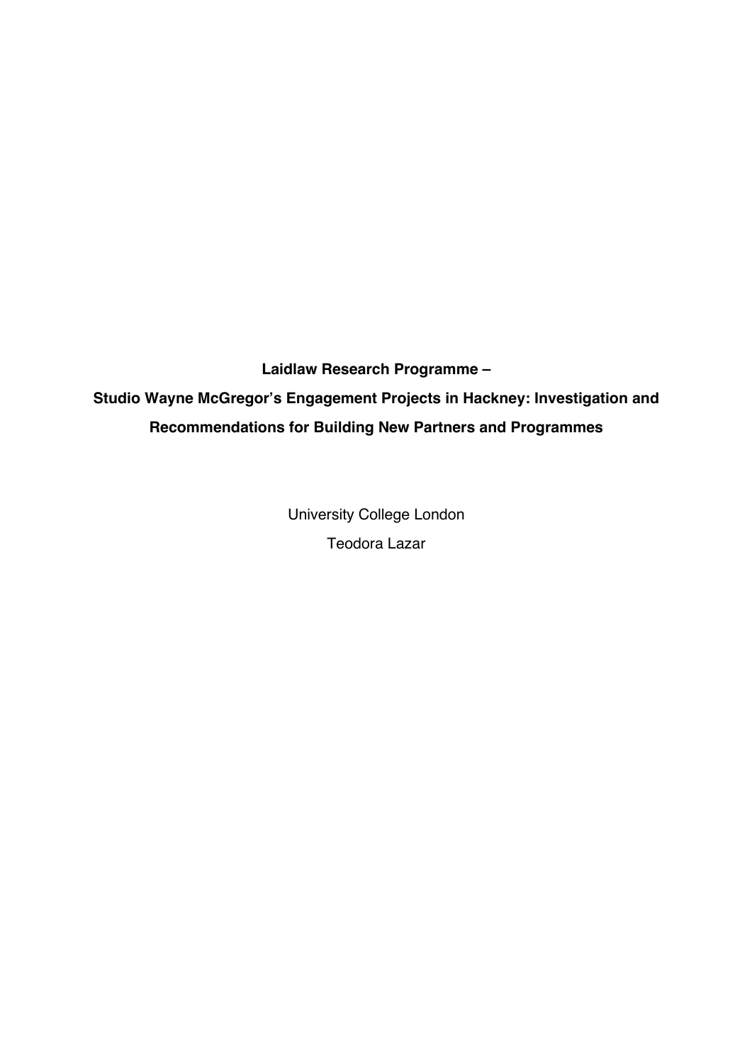**Laidlaw Research Programme –**

# Studio Wayne McGregor's Engagement Projects in Hackney: Investigation and Recommendations for Building New Partners and Programmes

University College London

Teodora Lazar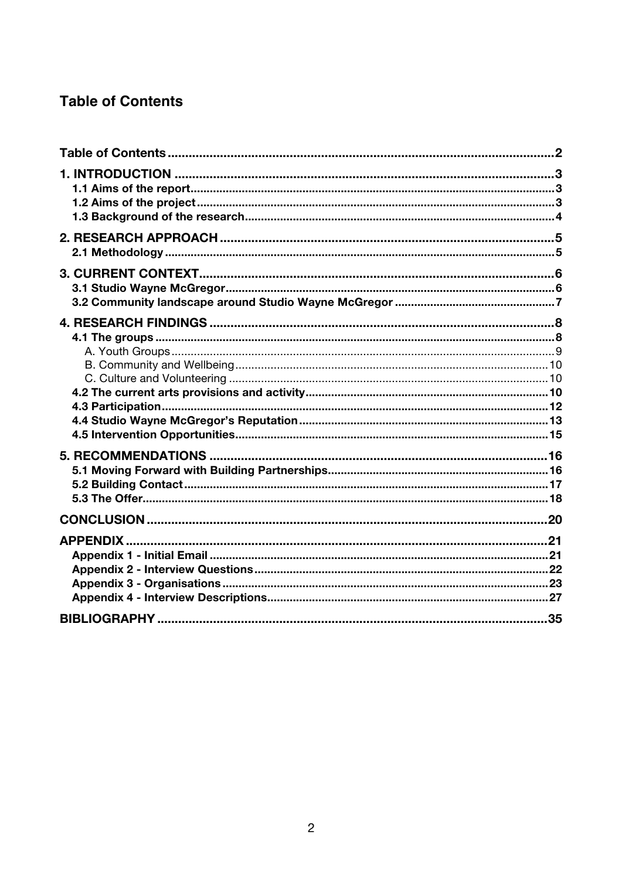## Table of Contents

- Table of Contents ..... 2
- 1. INTRODUCTION ..... 3
  - 1.1 Aims of the report ..... 3
  - 1.2 Aims of the project ..... 3
  - 1.3 Background of the research ..... 4
- 2. RESEARCH APPROACH ..... 5
  - 2.1 Methodology ..... 5
- 3. CURRENT CONTEXT ..... 6
  - 3.1 Studio Wayne McGregor ..... 6
  - 3.2 Community landscape around Studio Wayne McGregor ..... 7
- 4. RESEARCH FINDINGS ..... 8
  - 4.1 The groups ..... 8
    - A. Youth Groups ..... 9
    - B. Community and Wellbeing ..... 10
    - C. Culture and Volunteering ..... 10
  - 4.2 The current arts provisions and activity ..... 10
  - 4.3 Participation ..... 12
  - 4.4 Studio Wayne McGregor's Reputation ..... 13
  - 4.5 Intervention Opportunities ..... 15
- 5. RECOMMENDATIONS ..... 16
  - 5.1 Moving Forward with Building Partnerships ..... 16
  - 5.2 Building Contact ..... 17
  - 5.3 The Offer ..... 18
- CONCLUSION ..... 20
- APPENDIX ..... 21
  - Appendix 1 - Initial Email ..... 21
  - Appendix 2 - Interview Questions ..... 22
  - Appendix 3 - Organisations ..... 23
  - Appendix 4 - Interview Descriptions ..... 27
- BIBLIOGRAPHY ..... 35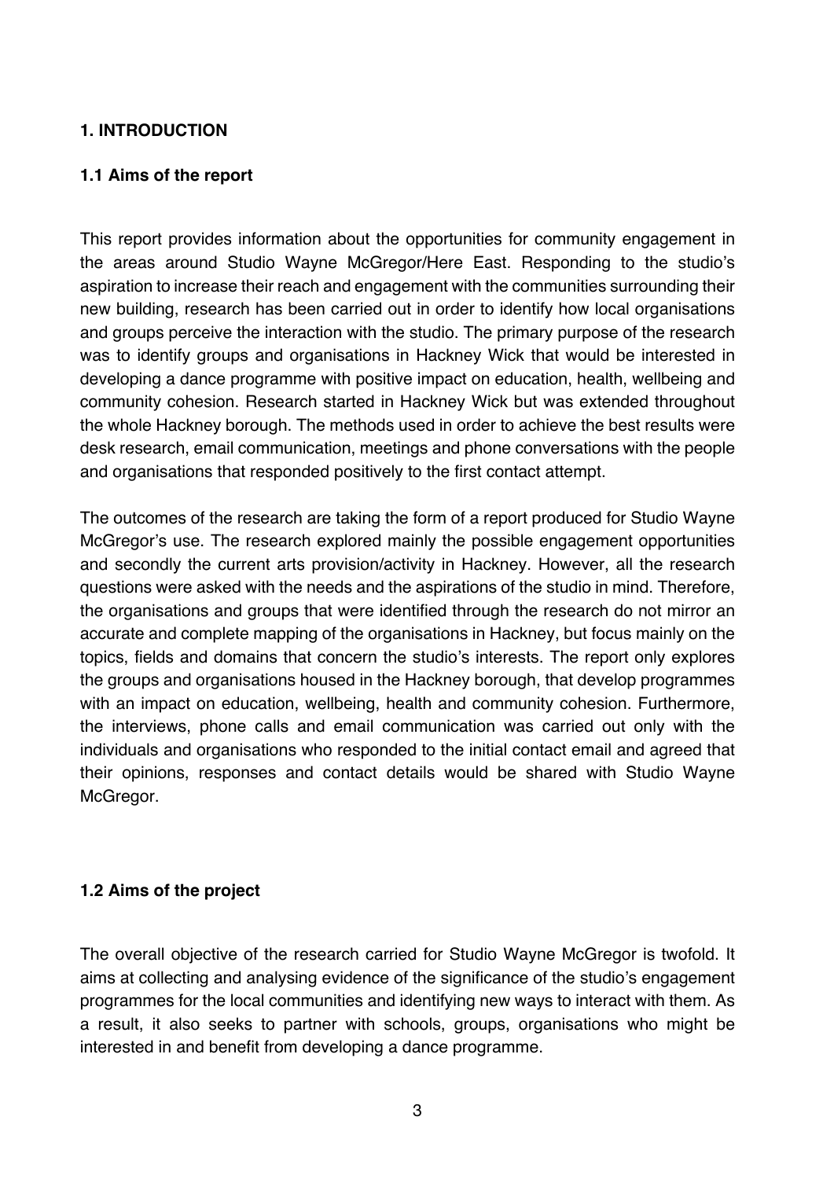## 1. INTRODUCTION

### 1.1 Aims of the report

This report provides information about the opportunities for community engagement in the areas around Studio Wayne McGregor/Here East. Responding to the studio's aspiration to increase their reach and engagement with the communities surrounding their new building, research has been carried out in order to identify how local organisations and groups perceive the interaction with the studio. The primary purpose of the research was to identify groups and organisations in Hackney Wick that would be interested in developing a dance programme with positive impact on education, health, wellbeing and community cohesion. Research started in Hackney Wick but was extended throughout the whole Hackney borough. The methods used in order to achieve the best results were desk research, email communication, meetings and phone conversations with the people and organisations that responded positively to the first contact attempt.

The outcomes of the research are taking the form of a report produced for Studio Wayne McGregor's use. The research explored mainly the possible engagement opportunities and secondly the current arts provision/activity in Hackney. However, all the research questions were asked with the needs and the aspirations of the studio in mind. Therefore, the organisations and groups that were identified through the research do not mirror an accurate and complete mapping of the organisations in Hackney, but focus mainly on the topics, fields and domains that concern the studio's interests. The report only explores the groups and organisations housed in the Hackney borough, that develop programmes with an impact on education, wellbeing, health and community cohesion. Furthermore, the interviews, phone calls and email communication was carried out only with the individuals and organisations who responded to the initial contact email and agreed that their opinions, responses and contact details would be shared with Studio Wayne McGregor.

### 1.2 Aims of the project

The overall objective of the research carried for Studio Wayne McGregor is twofold. It aims at collecting and analysing evidence of the significance of the studio's engagement programmes for the local communities and identifying new ways to interact with them. As a result, it also seeks to partner with schools, groups, organisations who might be interested in and benefit from developing a dance programme.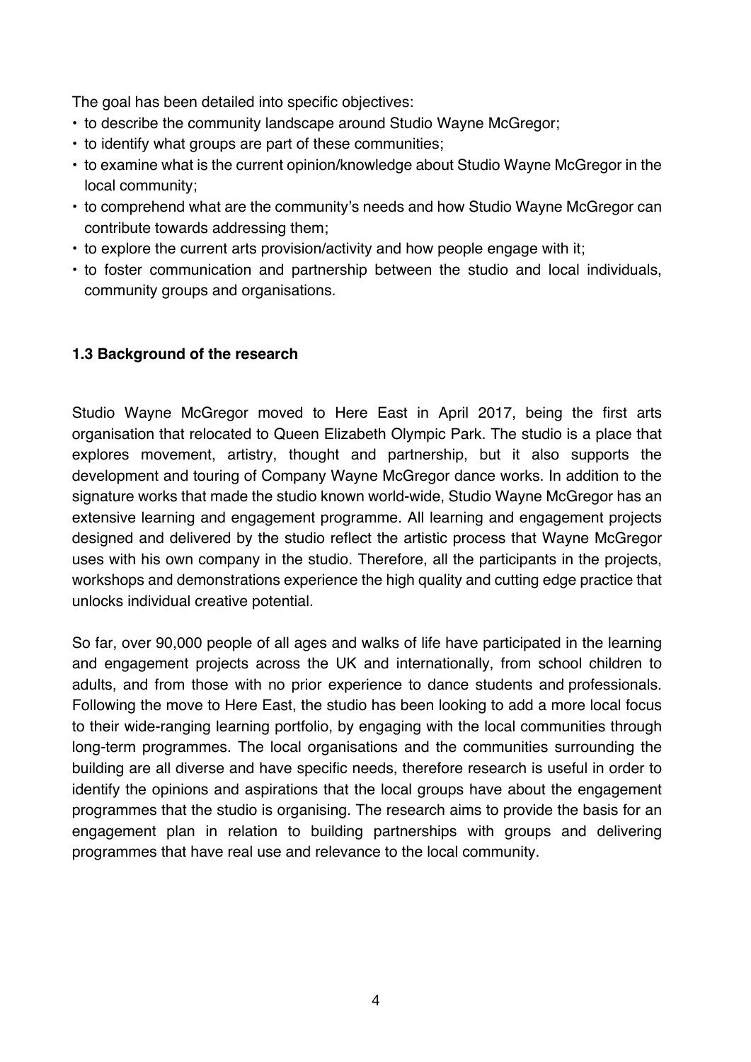The goal has been detailed into specific objectives:

- to describe the community landscape around Studio Wayne McGregor;
- to identify what groups are part of these communities;
- to examine what is the current opinion/knowledge about Studio Wayne McGregor in the local community;
- to comprehend what are the community's needs and how Studio Wayne McGregor can contribute towards addressing them;
- to explore the current arts provision/activity and how people engage with it;
- to foster communication and partnership between the studio and local individuals, community groups and organisations.

### 1.3 Background of the research

Studio Wayne McGregor moved to Here East in April 2017, being the first arts organisation that relocated to Queen Elizabeth Olympic Park. The studio is a place that explores movement, artistry, thought and partnership, but it also supports the development and touring of Company Wayne McGregor dance works. In addition to the signature works that made the studio known world-wide, Studio Wayne McGregor has an extensive learning and engagement programme. All learning and engagement projects designed and delivered by the studio reflect the artistic process that Wayne McGregor uses with his own company in the studio. Therefore, all the participants in the projects, workshops and demonstrations experience the high quality and cutting edge practice that unlocks individual creative potential.

So far, over 90,000 people of all ages and walks of life have participated in the learning and engagement projects across the UK and internationally, from school children to adults, and from those with no prior experience to dance students and professionals. Following the move to Here East, the studio has been looking to add a more local focus to their wide-ranging learning portfolio, by engaging with the local communities through long-term programmes. The local organisations and the communities surrounding the building are all diverse and have specific needs, therefore research is useful in order to identify the opinions and aspirations that the local groups have about the engagement programmes that the studio is organising. The research aims to provide the basis for an engagement plan in relation to building partnerships with groups and delivering programmes that have real use and relevance to the local community.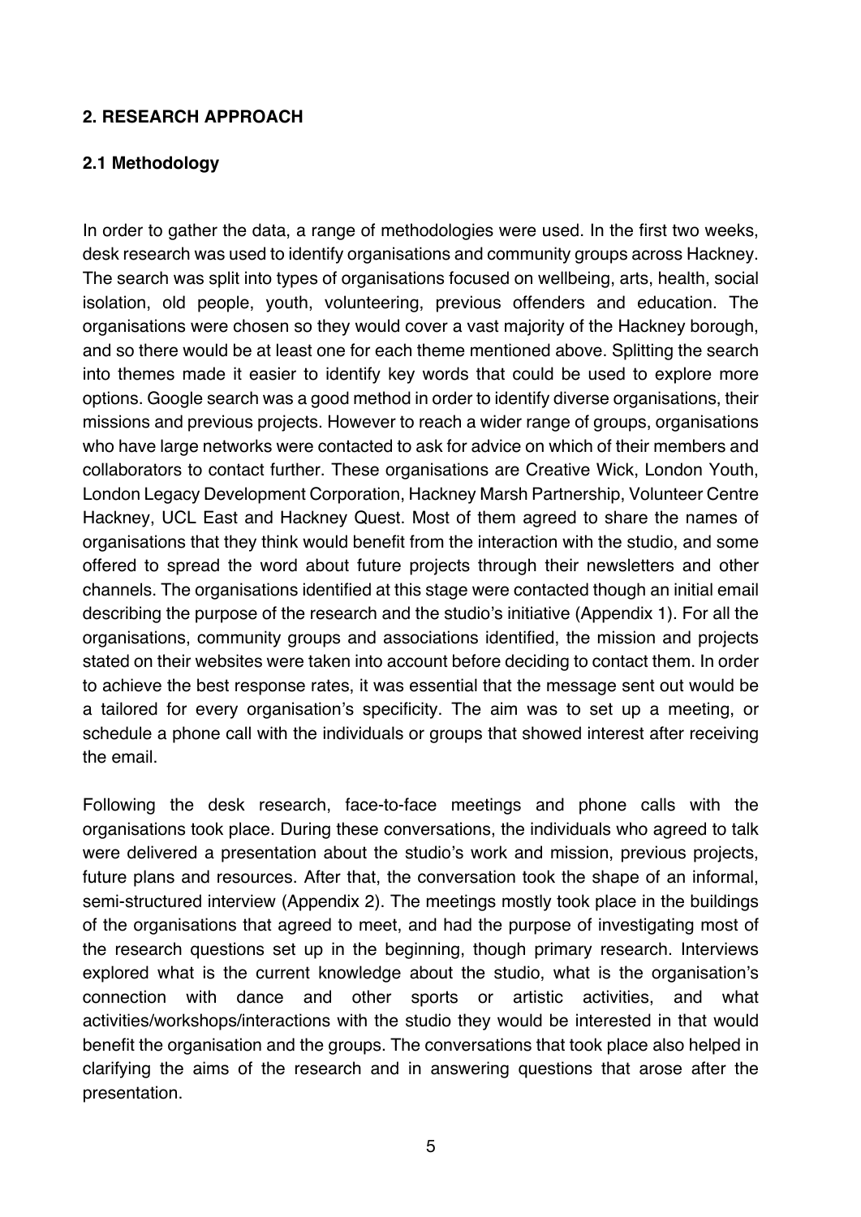## 2. RESEARCH APPROACH

### 2.1 Methodology

In order to gather the data, a range of methodologies were used. In the first two weeks, desk research was used to identify organisations and community groups across Hackney. The search was split into types of organisations focused on wellbeing, arts, health, social isolation, old people, youth, volunteering, previous offenders and education. The organisations were chosen so they would cover a vast majority of the Hackney borough, and so there would be at least one for each theme mentioned above. Splitting the search into themes made it easier to identify key words that could be used to explore more options. Google search was a good method in order to identify diverse organisations, their missions and previous projects. However to reach a wider range of groups, organisations who have large networks were contacted to ask for advice on which of their members and collaborators to contact further. These organisations are Creative Wick, London Youth, London Legacy Development Corporation, Hackney Marsh Partnership, Volunteer Centre Hackney, UCL East and Hackney Quest. Most of them agreed to share the names of organisations that they think would benefit from the interaction with the studio, and some offered to spread the word about future projects through their newsletters and other channels. The organisations identified at this stage were contacted though an initial email describing the purpose of the research and the studio's initiative (Appendix 1). For all the organisations, community groups and associations identified, the mission and projects stated on their websites were taken into account before deciding to contact them. In order to achieve the best response rates, it was essential that the message sent out would be a tailored for every organisation's specificity. The aim was to set up a meeting, or schedule a phone call with the individuals or groups that showed interest after receiving the email.

Following the desk research, face-to-face meetings and phone calls with the organisations took place. During these conversations, the individuals who agreed to talk were delivered a presentation about the studio's work and mission, previous projects, future plans and resources. After that, the conversation took the shape of an informal, semi-structured interview (Appendix 2). The meetings mostly took place in the buildings of the organisations that agreed to meet, and had the purpose of investigating most of the research questions set up in the beginning, though primary research. Interviews explored what is the current knowledge about the studio, what is the organisation's connection with dance and other sports or artistic activities, and what activities/workshops/interactions with the studio they would be interested in that would benefit the organisation and the groups. The conversations that took place also helped in clarifying the aims of the research and in answering questions that arose after the presentation.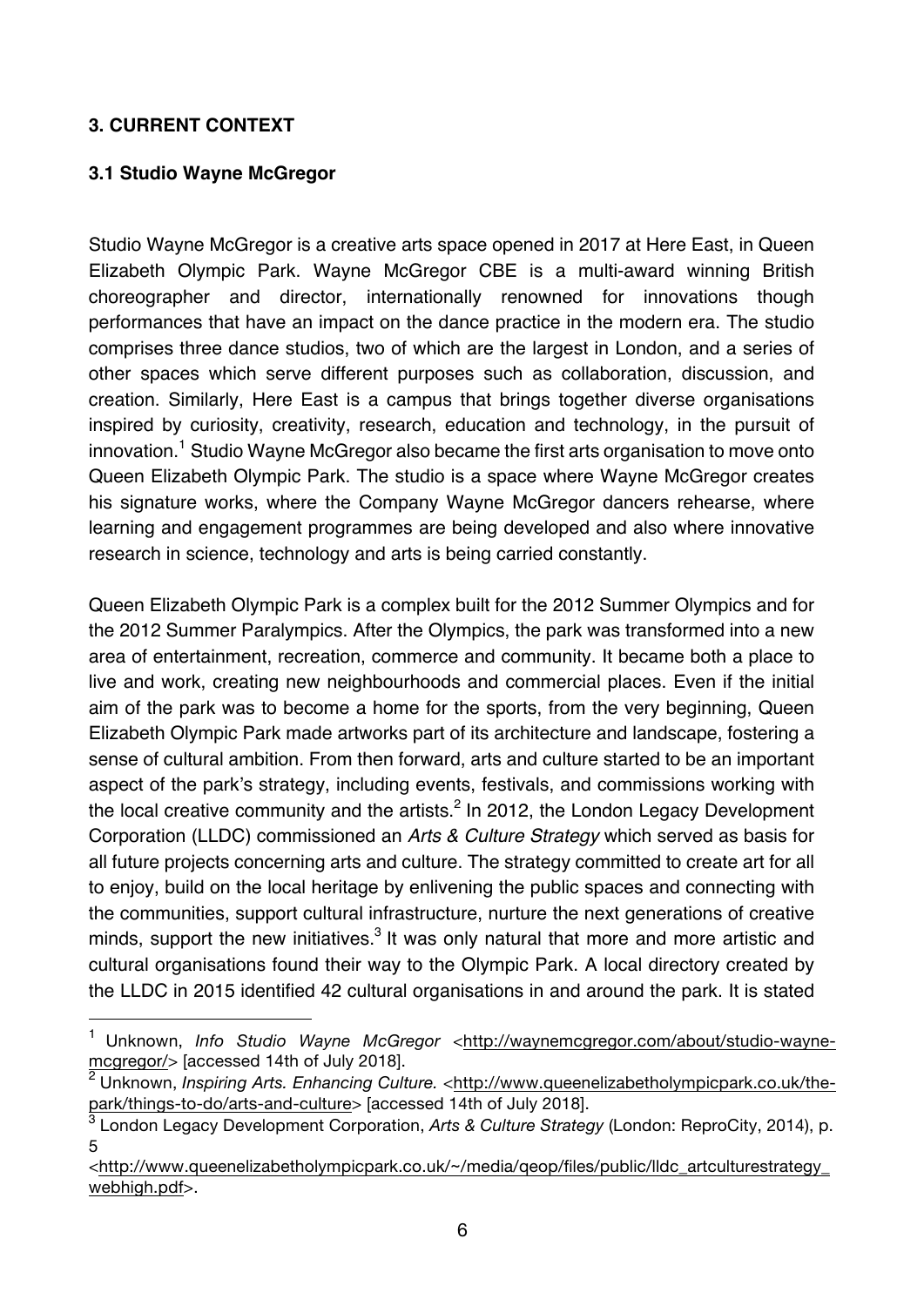## 3. CURRENT CONTEXT

### 3.1 Studio Wayne McGregor

Studio Wayne McGregor is a creative arts space opened in 2017 at Here East, in Queen Elizabeth Olympic Park. Wayne McGregor CBE is a multi-award winning British choreographer and director, internationally renowned for innovations though performances that have an impact on the dance practice in the modern era. The studio comprises three dance studios, two of which are the largest in London, and a series of other spaces which serve different purposes such as collaboration, discussion, and creation. Similarly, Here East is a campus that brings together diverse organisations inspired by curiosity, creativity, research, education and technology, in the pursuit of innovation.[1] Studio Wayne McGregor also became the first arts organisation to move onto Queen Elizabeth Olympic Park. The studio is a space where Wayne McGregor creates his signature works, where the Company Wayne McGregor dancers rehearse, where learning and engagement programmes are being developed and also where innovative research in science, technology and arts is being carried constantly.

Queen Elizabeth Olympic Park is a complex built for the 2012 Summer Olympics and for the 2012 Summer Paralympics. After the Olympics, the park was transformed into a new area of entertainment, recreation, commerce and community. It became both a place to live and work, creating new neighbourhoods and commercial places. Even if the initial aim of the park was to become a home for the sports, from the very beginning, Queen Elizabeth Olympic Park made artworks part of its architecture and landscape, fostering a sense of cultural ambition. From then forward, arts and culture started to be an important aspect of the park's strategy, including events, festivals, and commissions working with the local creative community and the artists.[2] In 2012, the London Legacy Development Corporation (LLDC) commissioned an *Arts & Culture Strategy* which served as basis for all future projects concerning arts and culture. The strategy committed to create art for all to enjoy, build on the local heritage by enlivening the public spaces and connecting with the communities, support cultural infrastructure, nurture the next generations of creative minds, support the new initiatives.[3] It was only natural that more and more artistic and cultural organisations found their way to the Olympic Park. A local directory created by the LLDC in 2015 identified 42 cultural organisations in and around the park. It is stated

---

[1] Unknown, *Info Studio Wayne McGregor* <http://waynemcgregor.com/about/studio-wayne-mcgregor/> [accessed 14th of July 2018].

[2] Unknown, *Inspiring Arts. Enhancing Culture.* <http://www.queenelizabetholympicpark.co.uk/the-park/things-to-do/arts-and-culture> [accessed 14th of July 2018].

[3] London Legacy Development Corporation, *Arts & Culture Strategy* (London: ReproCity, 2014), p. 5 <http://www.queenelizabetholympicpark.co.uk/~/media/qeop/files/public/lldc_artculturestrategy_webhigh.pdf>.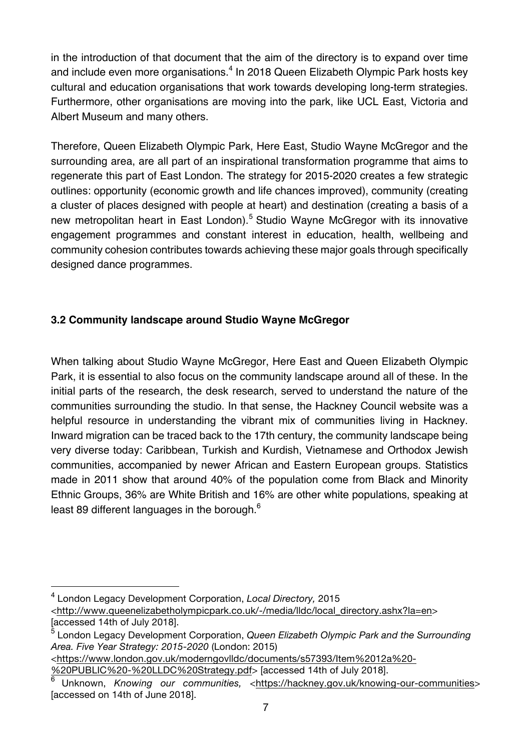in the introduction of that document that the aim of the directory is to expand over time and include even more organisations.[4] In 2018 Queen Elizabeth Olympic Park hosts key cultural and education organisations that work towards developing long-term strategies. Furthermore, other organisations are moving into the park, like UCL East, Victoria and Albert Museum and many others.

Therefore, Queen Elizabeth Olympic Park, Here East, Studio Wayne McGregor and the surrounding area, are all part of an inspirational transformation programme that aims to regenerate this part of East London. The strategy for 2015-2020 creates a few strategic outlines: opportunity (economic growth and life chances improved), community (creating a cluster of places designed with people at heart) and destination (creating a basis of a new metropolitan heart in East London).[5] Studio Wayne McGregor with its innovative engagement programmes and constant interest in education, health, wellbeing and community cohesion contributes towards achieving these major goals through specifically designed dance programmes.

### 3.2 Community landscape around Studio Wayne McGregor

When talking about Studio Wayne McGregor, Here East and Queen Elizabeth Olympic Park, it is essential to also focus on the community landscape around all of these. In the initial parts of the research, the desk research, served to understand the nature of the communities surrounding the studio. In that sense, the Hackney Council website was a helpful resource in understanding the vibrant mix of communities living in Hackney. Inward migration can be traced back to the 17th century, the community landscape being very diverse today: Caribbean, Turkish and Kurdish, Vietnamese and Orthodox Jewish communities, accompanied by newer African and Eastern European groups. Statistics made in 2011 show that around 40% of the population come from Black and Minority Ethnic Groups, 36% are White British and 16% are other white populations, speaking at least 89 different languages in the borough.[6]

---

[4] London Legacy Development Corporation, *Local Directory,* 2015 <http://www.queenelizabetholympicpark.co.uk/-/media/lldc/local_directory.ashx?la=en> [accessed 14th of July 2018].

[5] London Legacy Development Corporation, *Queen Elizabeth Olympic Park and the Surrounding Area. Five Year Strategy: 2015-2020* (London: 2015) <https://www.london.gov.uk/moderngovlldc/documents/s57393/Item%2012a%20-%20PUBLIC%20-%20LLDC%20Strategy.pdf> [accessed 14th of July 2018].

[6] Unknown, *Knowing our communities,* <https://hackney.gov.uk/knowing-our-communities> [accessed on 14th of June 2018].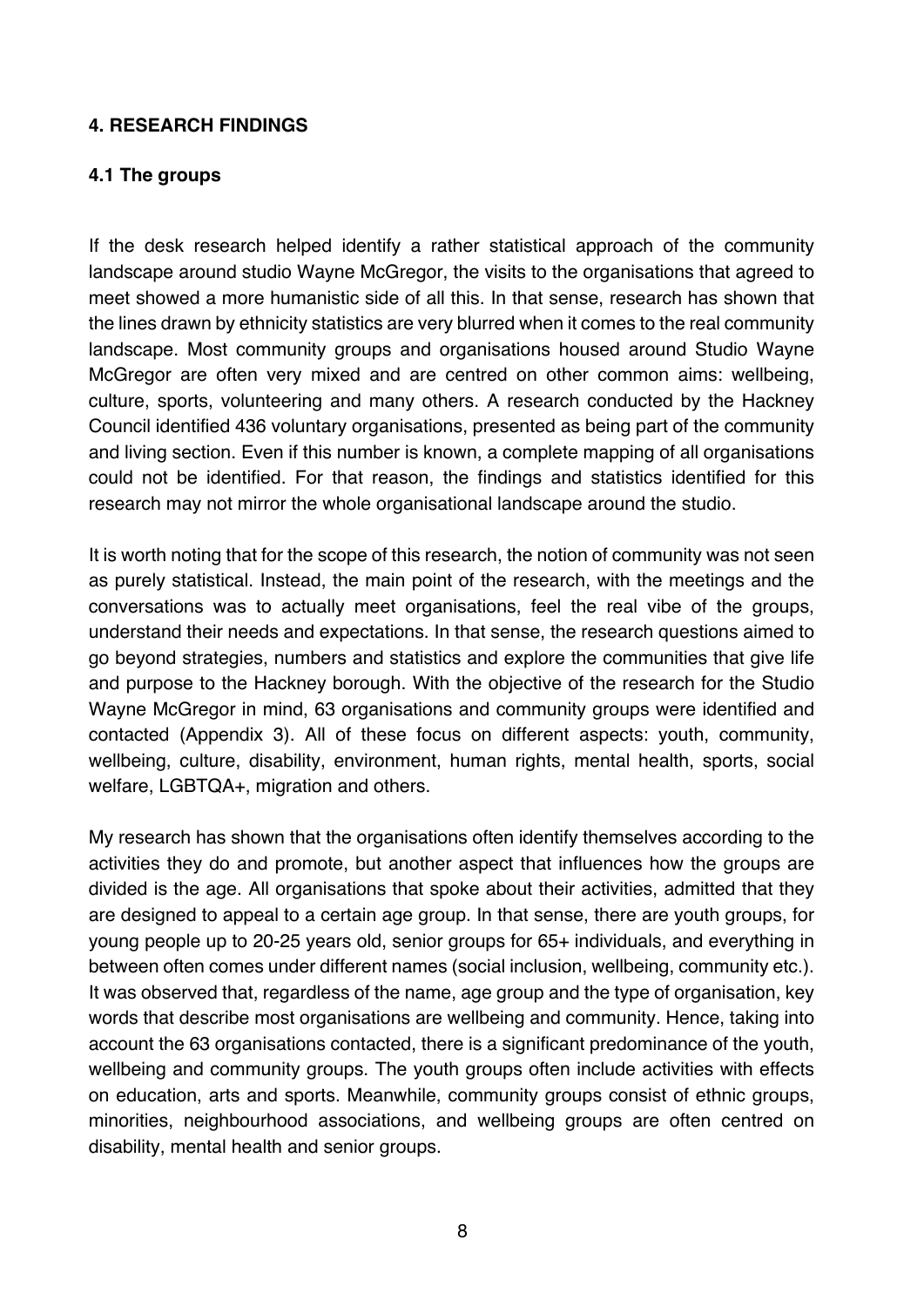## 4. RESEARCH FINDINGS

### 4.1 The groups

If the desk research helped identify a rather statistical approach of the community landscape around studio Wayne McGregor, the visits to the organisations that agreed to meet showed a more humanistic side of all this. In that sense, research has shown that the lines drawn by ethnicity statistics are very blurred when it comes to the real community landscape. Most community groups and organisations housed around Studio Wayne McGregor are often very mixed and are centred on other common aims: wellbeing, culture, sports, volunteering and many others. A research conducted by the Hackney Council identified 436 voluntary organisations, presented as being part of the community and living section. Even if this number is known, a complete mapping of all organisations could not be identified. For that reason, the findings and statistics identified for this research may not mirror the whole organisational landscape around the studio.

It is worth noting that for the scope of this research, the notion of community was not seen as purely statistical. Instead, the main point of the research, with the meetings and the conversations was to actually meet organisations, feel the real vibe of the groups, understand their needs and expectations. In that sense, the research questions aimed to go beyond strategies, numbers and statistics and explore the communities that give life and purpose to the Hackney borough. With the objective of the research for the Studio Wayne McGregor in mind, 63 organisations and community groups were identified and contacted (Appendix 3). All of these focus on different aspects: youth, community, wellbeing, culture, disability, environment, human rights, mental health, sports, social welfare, LGBTQA+, migration and others.

My research has shown that the organisations often identify themselves according to the activities they do and promote, but another aspect that influences how the groups are divided is the age. All organisations that spoke about their activities, admitted that they are designed to appeal to a certain age group. In that sense, there are youth groups, for young people up to 20-25 years old, senior groups for 65+ individuals, and everything in between often comes under different names (social inclusion, wellbeing, community etc.). It was observed that, regardless of the name, age group and the type of organisation, key words that describe most organisations are wellbeing and community. Hence, taking into account the 63 organisations contacted, there is a significant predominance of the youth, wellbeing and community groups. The youth groups often include activities with effects on education, arts and sports. Meanwhile, community groups consist of ethnic groups, minorities, neighbourhood associations, and wellbeing groups are often centred on disability, mental health and senior groups.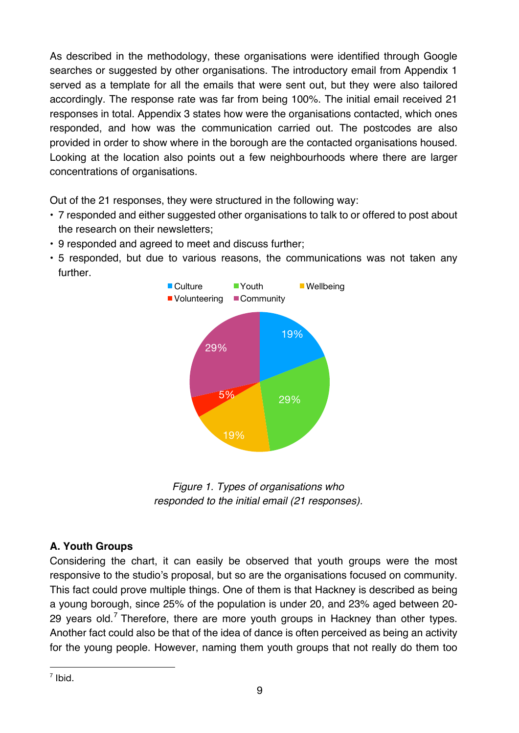As described in the methodology, these organisations were identified through Google searches or suggested by other organisations. The introductory email from Appendix 1 served as a template for all the emails that were sent out, but they were also tailored accordingly. The response rate was far from being 100%. The initial email received 21 responses in total. Appendix 3 states how were the organisations contacted, which ones responded, and how was the communication carried out. The postcodes are also provided in order to show where in the borough are the contacted organisations housed. Looking at the location also points out a few neighbourhoods where there are larger concentrations of organisations.

Out of the 21 responses, they were structured in the following way:

- 7 responded and either suggested other organisations to talk to or offered to post about the research on their newsletters;
- 9 responded and agreed to meet and discuss further;
- 5 responded, but due to various reasons, the communications was not taken any further.

*Figure 1. Types of organisations who responded to the initial email (21 responses).*

### A. Youth Groups

Considering the chart, it can easily be observed that youth groups were the most responsive to the studio's proposal, but so are the organisations focused on community. This fact could prove multiple things. One of them is that Hackney is described as being a young borough, since 25% of the population is under 20, and 23% aged between 20-29 years old.[7] Therefore, there are more youth groups in Hackney than other types. Another fact could also be that of the idea of dance is often perceived as being an activity for the young people. However, naming them youth groups that not really do them too

[7] Ibid.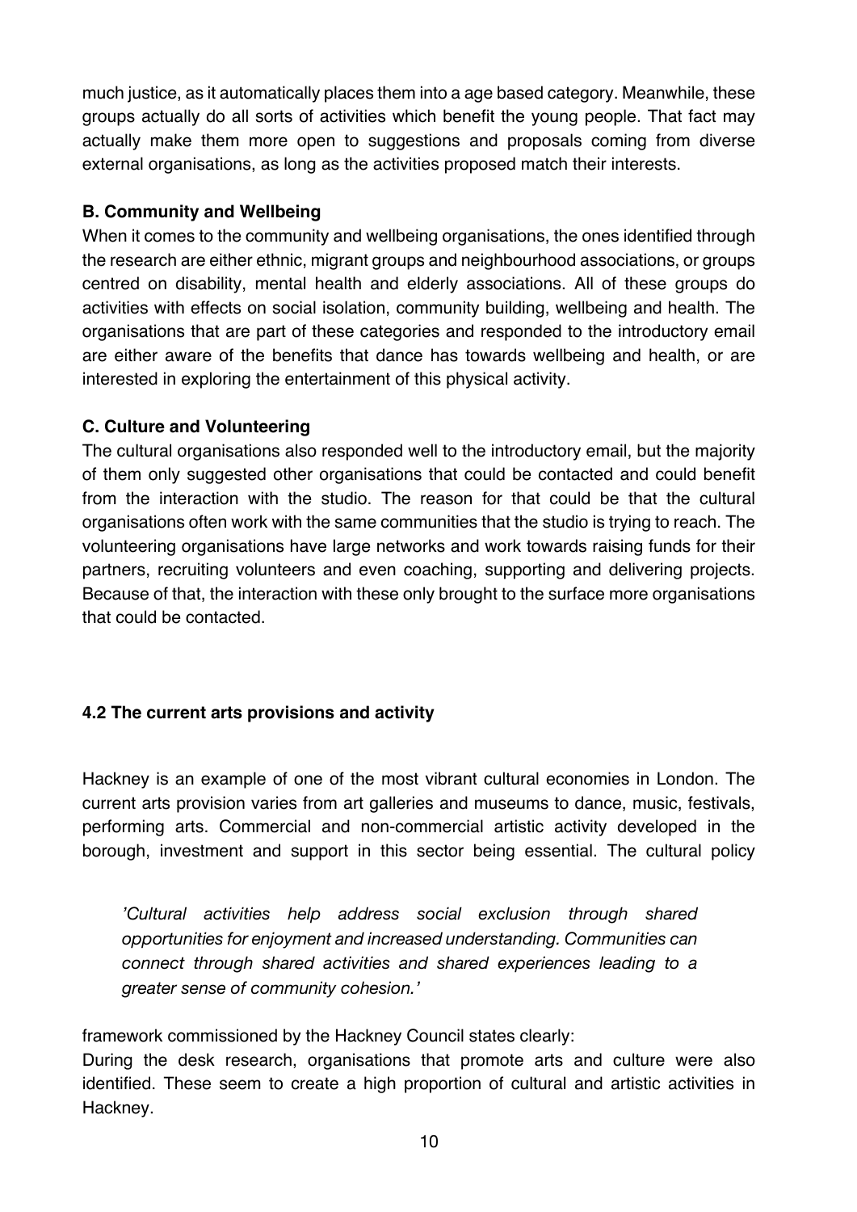much justice, as it automatically places them into a age based category. Meanwhile, these groups actually do all sorts of activities which benefit the young people. That fact may actually make them more open to suggestions and proposals coming from diverse external organisations, as long as the activities proposed match their interests.

**B. Community and Wellbeing**

When it comes to the community and wellbeing organisations, the ones identified through the research are either ethnic, migrant groups and neighbourhood associations, or groups centred on disability, mental health and elderly associations. All of these groups do activities with effects on social isolation, community building, wellbeing and health. The organisations that are part of these categories and responded to the introductory email are either aware of the benefits that dance has towards wellbeing and health, or are interested in exploring the entertainment of this physical activity.

**C. Culture and Volunteering**

The cultural organisations also responded well to the introductory email, but the majority of them only suggested other organisations that could be contacted and could benefit from the interaction with the studio. The reason for that could be that the cultural organisations often work with the same communities that the studio is trying to reach. The volunteering organisations have large networks and work towards raising funds for their partners, recruiting volunteers and even coaching, supporting and delivering projects. Because of that, the interaction with these only brought to the surface more organisations that could be contacted.

#### 4.2 The current arts provisions and activity

Hackney is an example of one of the most vibrant cultural economies in London. The current arts provision varies from art galleries and museums to dance, music, festivals, performing arts. Commercial and non-commercial artistic activity developed in the borough, investment and support in this sector being essential. The cultural policy

> *'Cultural activities help address social exclusion through shared opportunities for enjoyment and increased understanding. Communities can connect through shared activities and shared experiences leading to a greater sense of community cohesion.'*

framework commissioned by the Hackney Council states clearly:

During the desk research, organisations that promote arts and culture were also identified. These seem to create a high proportion of cultural and artistic activities in Hackney.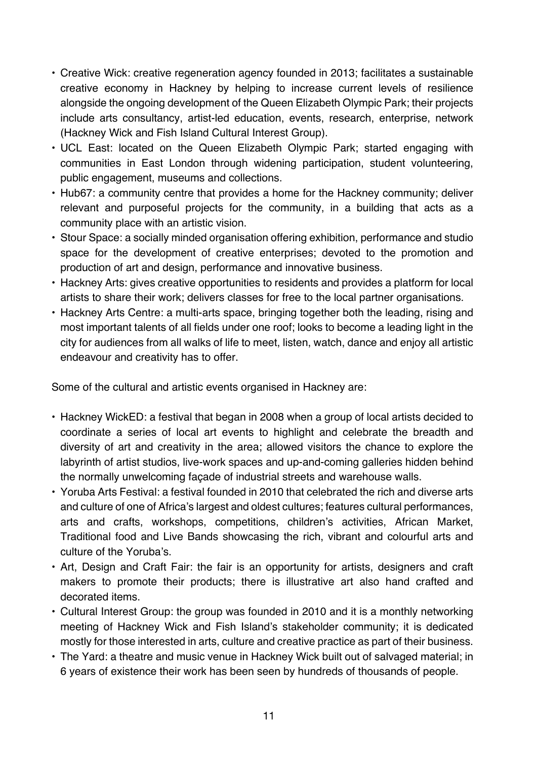- Creative Wick: creative regeneration agency founded in 2013; facilitates a sustainable creative economy in Hackney by helping to increase current levels of resilience alongside the ongoing development of the Queen Elizabeth Olympic Park; their projects include arts consultancy, artist-led education, events, research, enterprise, network (Hackney Wick and Fish Island Cultural Interest Group).
- UCL East: located on the Queen Elizabeth Olympic Park; started engaging with communities in East London through widening participation, student volunteering, public engagement, museums and collections.
- Hub67: a community centre that provides a home for the Hackney community; deliver relevant and purposeful projects for the community, in a building that acts as a community place with an artistic vision.
- Stour Space: a socially minded organisation offering exhibition, performance and studio space for the development of creative enterprises; devoted to the promotion and production of art and design, performance and innovative business.
- Hackney Arts: gives creative opportunities to residents and provides a platform for local artists to share their work; delivers classes for free to the local partner organisations.
- Hackney Arts Centre: a multi-arts space, bringing together both the leading, rising and most important talents of all fields under one roof; looks to become a leading light in the city for audiences from all walks of life to meet, listen, watch, dance and enjoy all artistic endeavour and creativity has to offer.

Some of the cultural and artistic events organised in Hackney are:

- Hackney WickED: a festival that began in 2008 when a group of local artists decided to coordinate a series of local art events to highlight and celebrate the breadth and diversity of art and creativity in the area; allowed visitors the chance to explore the labyrinth of artist studios, live-work spaces and up-and-coming galleries hidden behind the normally unwelcoming façade of industrial streets and warehouse walls.
- Yoruba Arts Festival: a festival founded in 2010 that celebrated the rich and diverse arts and culture of one of Africa's largest and oldest cultures; features cultural performances, arts and crafts, workshops, competitions, children's activities, African Market, Traditional food and Live Bands showcasing the rich, vibrant and colourful arts and culture of the Yoruba's.
- Art, Design and Craft Fair: the fair is an opportunity for artists, designers and craft makers to promote their products; there is illustrative art also hand crafted and decorated items.
- Cultural Interest Group: the group was founded in 2010 and it is a monthly networking meeting of Hackney Wick and Fish Island's stakeholder community; it is dedicated mostly for those interested in arts, culture and creative practice as part of their business.
- The Yard: a theatre and music venue in Hackney Wick built out of salvaged material; in 6 years of existence their work has been seen by hundreds of thousands of people.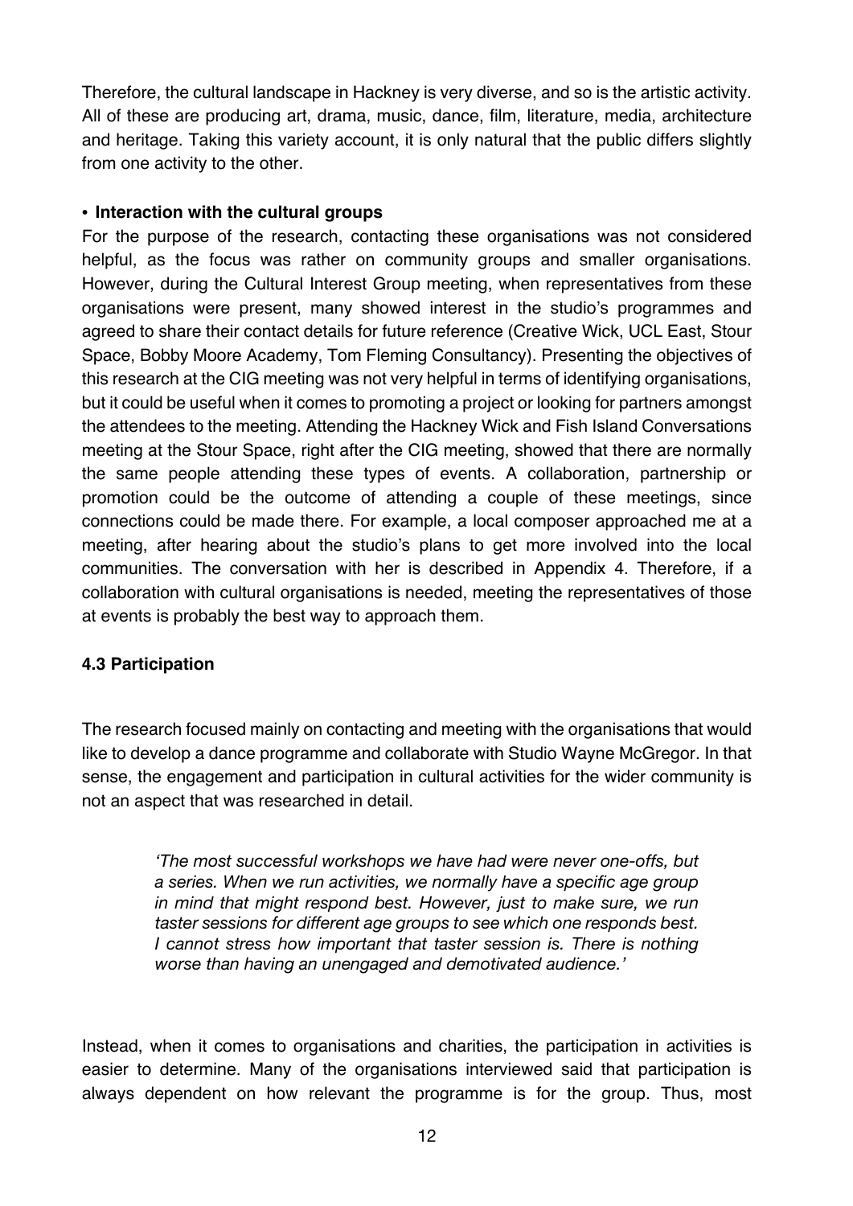Therefore, the cultural landscape in Hackney is very diverse, and so is the artistic activity. All of these are producing art, drama, music, dance, film, literature, media, architecture and heritage. Taking this variety account, it is only natural that the public differs slightly from one activity to the other.

- **Interaction with the cultural groups**

For the purpose of the research, contacting these organisations was not considered helpful, as the focus was rather on community groups and smaller organisations. However, during the Cultural Interest Group meeting, when representatives from these organisations were present, many showed interest in the studio's programmes and agreed to share their contact details for future reference (Creative Wick, UCL East, Stour Space, Bobby Moore Academy, Tom Fleming Consultancy). Presenting the objectives of this research at the CIG meeting was not very helpful in terms of identifying organisations, but it could be useful when it comes to promoting a project or looking for partners amongst the attendees to the meeting. Attending the Hackney Wick and Fish Island Conversations meeting at the Stour Space, right after the CIG meeting, showed that there are normally the same people attending these types of events. A collaboration, partnership or promotion could be the outcome of attending a couple of these meetings, since connections could be made there. For example, a local composer approached me at a meeting, after hearing about the studio's plans to get more involved into the local communities. The conversation with her is described in Appendix 4. Therefore, if a collaboration with cultural organisations is needed, meeting the representatives of those at events is probably the best way to approach them.

### 4.3 Participation

The research focused mainly on contacting and meeting with the organisations that would like to develop a dance programme and collaborate with Studio Wayne McGregor. In that sense, the engagement and participation in cultural activities for the wider community is not an aspect that was researched in detail.

> *'The most successful workshops we have had were never one-offs, but a series. When we run activities, we normally have a specific age group in mind that might respond best. However, just to make sure, we run taster sessions for different age groups to see which one responds best. I cannot stress how important that taster session is. There is nothing worse than having an unengaged and demotivated audience.'*

Instead, when it comes to organisations and charities, the participation in activities is easier to determine. Many of the organisations interviewed said that participation is always dependent on how relevant the programme is for the group. Thus, most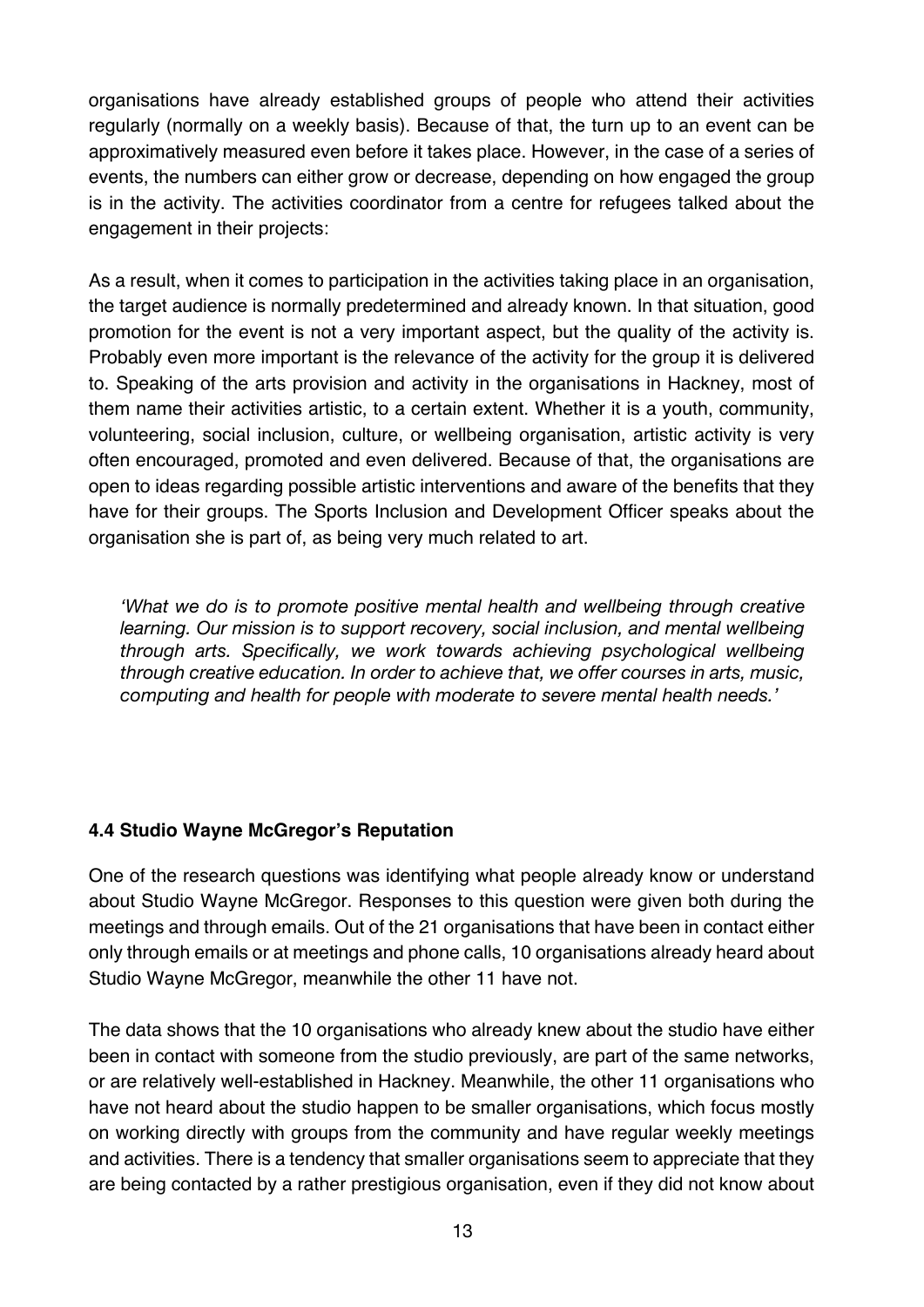organisations have already established groups of people who attend their activities regularly (normally on a weekly basis). Because of that, the turn up to an event can be approximatively measured even before it takes place. However, in the case of a series of events, the numbers can either grow or decrease, depending on how engaged the group is in the activity. The activities coordinator from a centre for refugees talked about the engagement in their projects:

As a result, when it comes to participation in the activities taking place in an organisation, the target audience is normally predetermined and already known. In that situation, good promotion for the event is not a very important aspect, but the quality of the activity is. Probably even more important is the relevance of the activity for the group it is delivered to. Speaking of the arts provision and activity in the organisations in Hackney, most of them name their activities artistic, to a certain extent. Whether it is a youth, community, volunteering, social inclusion, culture, or wellbeing organisation, artistic activity is very often encouraged, promoted and even delivered. Because of that, the organisations are open to ideas regarding possible artistic interventions and aware of the benefits that they have for their groups. The Sports Inclusion and Development Officer speaks about the organisation she is part of, as being very much related to art.

> *'What we do is to promote positive mental health and wellbeing through creative learning. Our mission is to support recovery, social inclusion, and mental wellbeing through arts. Specifically, we work towards achieving psychological wellbeing through creative education. In order to achieve that, we offer courses in arts, music, computing and health for people with moderate to severe mental health needs.'*

#### 4.4 Studio Wayne McGregor's Reputation

One of the research questions was identifying what people already know or understand about Studio Wayne McGregor. Responses to this question were given both during the meetings and through emails. Out of the 21 organisations that have been in contact either only through emails or at meetings and phone calls, 10 organisations already heard about Studio Wayne McGregor, meanwhile the other 11 have not.

The data shows that the 10 organisations who already knew about the studio have either been in contact with someone from the studio previously, are part of the same networks, or are relatively well-established in Hackney. Meanwhile, the other 11 organisations who have not heard about the studio happen to be smaller organisations, which focus mostly on working directly with groups from the community and have regular weekly meetings and activities. There is a tendency that smaller organisations seem to appreciate that they are being contacted by a rather prestigious organisation, even if they did not know about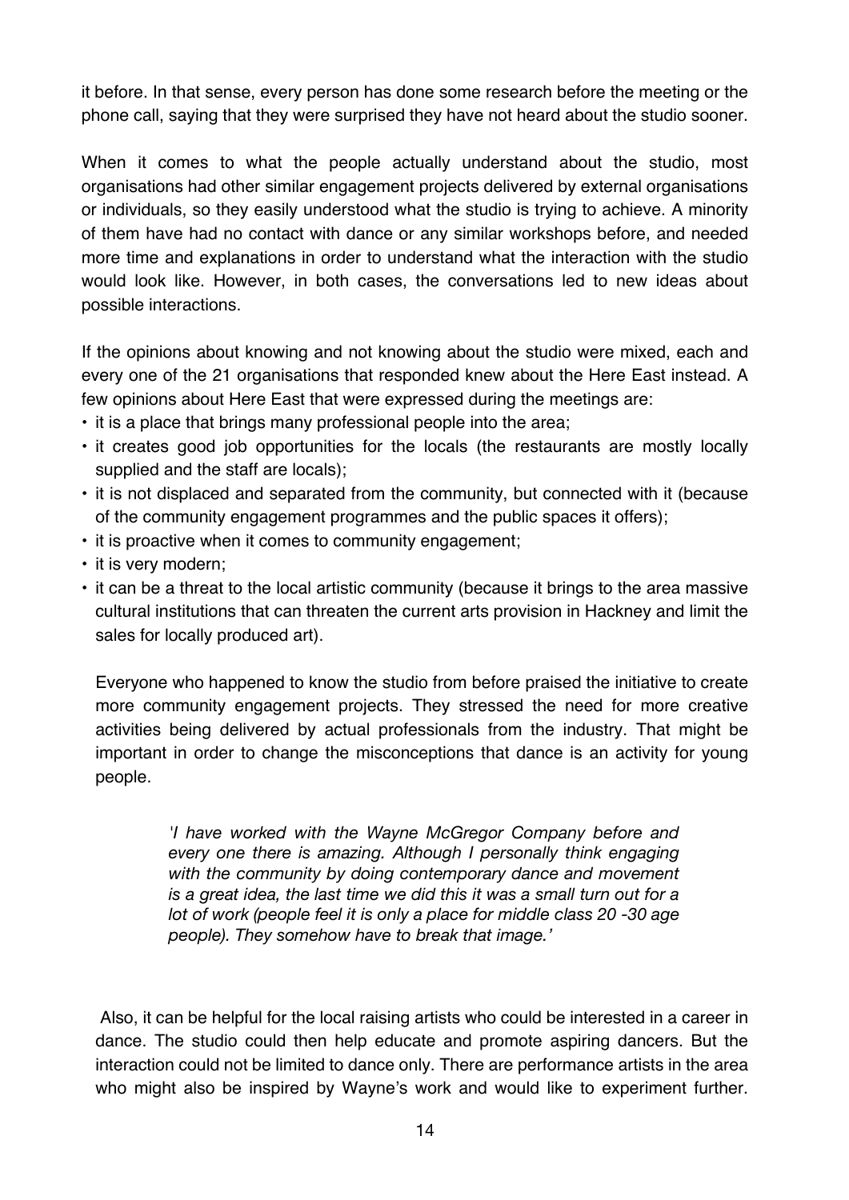it before. In that sense, every person has done some research before the meeting or the phone call, saying that they were surprised they have not heard about the studio sooner.

When it comes to what the people actually understand about the studio, most organisations had other similar engagement projects delivered by external organisations or individuals, so they easily understood what the studio is trying to achieve. A minority of them have had no contact with dance or any similar workshops before, and needed more time and explanations in order to understand what the interaction with the studio would look like. However, in both cases, the conversations led to new ideas about possible interactions.

If the opinions about knowing and not knowing about the studio were mixed, each and every one of the 21 organisations that responded knew about the Here East instead. A few opinions about Here East that were expressed during the meetings are:

- it is a place that brings many professional people into the area;
- it creates good job opportunities for the locals (the restaurants are mostly locally supplied and the staff are locals);
- it is not displaced and separated from the community, but connected with it (because of the community engagement programmes and the public spaces it offers);
- it is proactive when it comes to community engagement;
- it is very modern;
- it can be a threat to the local artistic community (because it brings to the area massive cultural institutions that can threaten the current arts provision in Hackney and limit the sales for locally produced art).

Everyone who happened to know the studio from before praised the initiative to create more community engagement projects. They stressed the need for more creative activities being delivered by actual professionals from the industry. That might be important in order to change the misconceptions that dance is an activity for young people.

> *'I have worked with the Wayne McGregor Company before and every one there is amazing. Although I personally think engaging with the community by doing contemporary dance and movement is a great idea, the last time we did this it was a small turn out for a lot of work (people feel it is only a place for middle class 20 -30 age people). They somehow have to break that image.'*

Also, it can be helpful for the local raising artists who could be interested in a career in dance. The studio could then help educate and promote aspiring dancers. But the interaction could not be limited to dance only. There are performance artists in the area who might also be inspired by Wayne's work and would like to experiment further.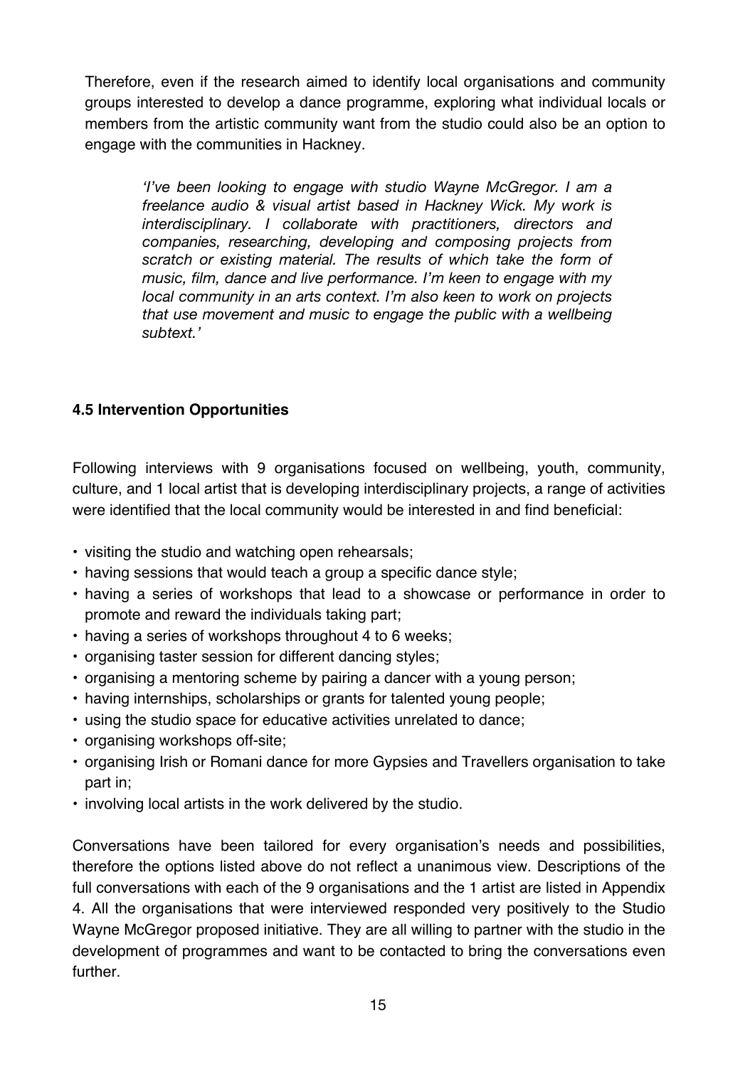Therefore, even if the research aimed to identify local organisations and community groups interested to develop a dance programme, exploring what individual locals or members from the artistic community want from the studio could also be an option to engage with the communities in Hackney.

> *'I've been looking to engage with studio Wayne McGregor. I am a freelance audio & visual artist based in Hackney Wick. My work is interdisciplinary. I collaborate with practitioners, directors and companies, researching, developing and composing projects from scratch or existing material. The results of which take the form of music, film, dance and live performance. I'm keen to engage with my local community in an arts context. I'm also keen to work on projects that use movement and music to engage the public with a wellbeing subtext.'*

### 4.5 Intervention Opportunities

Following interviews with 9 organisations focused on wellbeing, youth, community, culture, and 1 local artist that is developing interdisciplinary projects, a range of activities were identified that the local community would be interested in and find beneficial:

- visiting the studio and watching open rehearsals;
- having sessions that would teach a group a specific dance style;
- having a series of workshops that lead to a showcase or performance in order to promote and reward the individuals taking part;
- having a series of workshops throughout 4 to 6 weeks;
- organising taster session for different dancing styles;
- organising a mentoring scheme by pairing a dancer with a young person;
- having internships, scholarships or grants for talented young people;
- using the studio space for educative activities unrelated to dance;
- organising workshops off-site;
- organising Irish or Romani dance for more Gypsies and Travellers organisation to take part in;
- involving local artists in the work delivered by the studio.

Conversations have been tailored for every organisation's needs and possibilities, therefore the options listed above do not reflect a unanimous view. Descriptions of the full conversations with each of the 9 organisations and the 1 artist are listed in Appendix 4. All the organisations that were interviewed responded very positively to the Studio Wayne McGregor proposed initiative. They are all willing to partner with the studio in the development of programmes and want to be contacted to bring the conversations even further.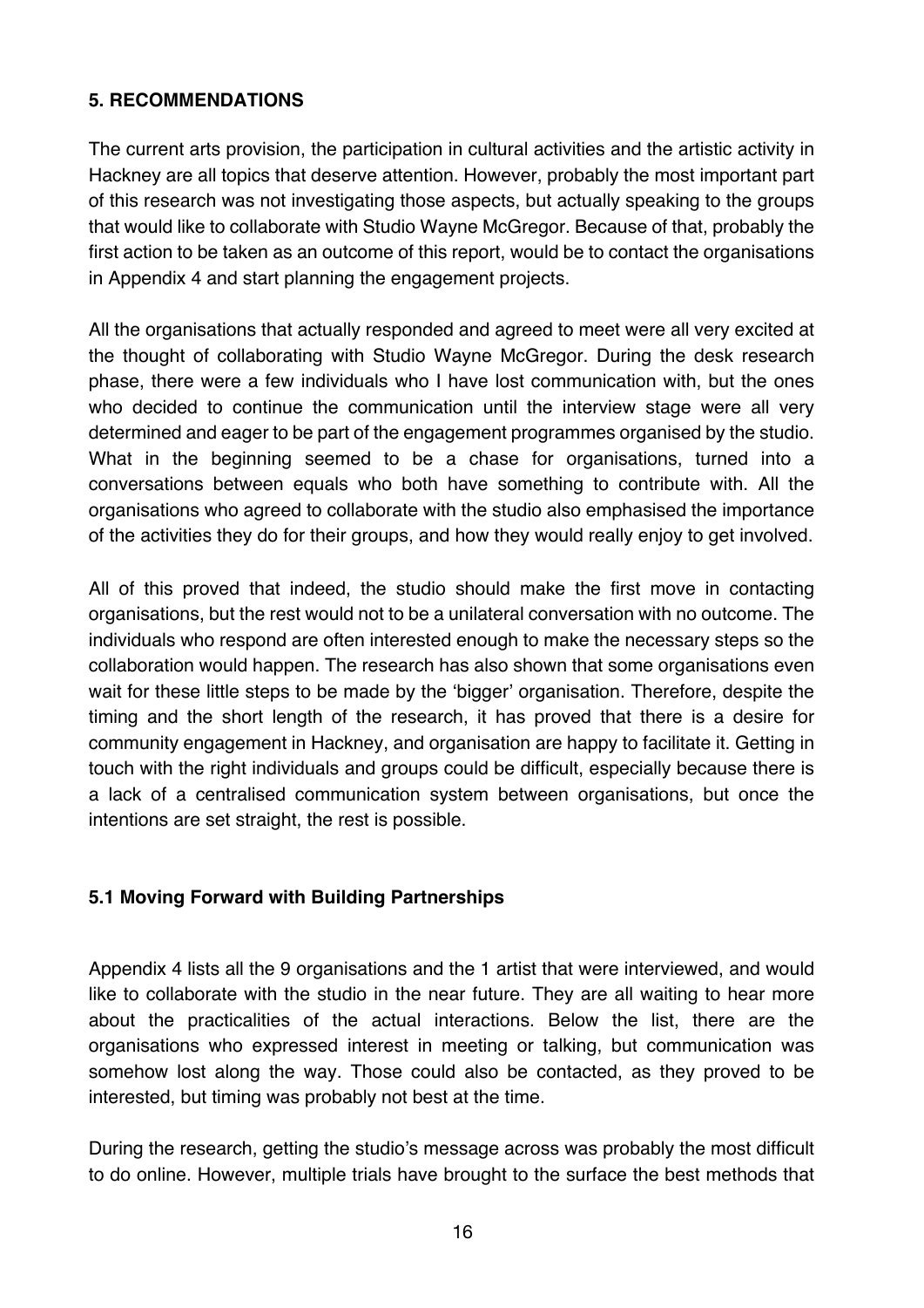## 5. RECOMMENDATIONS

The current arts provision, the participation in cultural activities and the artistic activity in Hackney are all topics that deserve attention. However, probably the most important part of this research was not investigating those aspects, but actually speaking to the groups that would like to collaborate with Studio Wayne McGregor. Because of that, probably the first action to be taken as an outcome of this report, would be to contact the organisations in Appendix 4 and start planning the engagement projects.

All the organisations that actually responded and agreed to meet were all very excited at the thought of collaborating with Studio Wayne McGregor. During the desk research phase, there were a few individuals who I have lost communication with, but the ones who decided to continue the communication until the interview stage were all very determined and eager to be part of the engagement programmes organised by the studio. What in the beginning seemed to be a chase for organisations, turned into a conversations between equals who both have something to contribute with. All the organisations who agreed to collaborate with the studio also emphasised the importance of the activities they do for their groups, and how they would really enjoy to get involved.

All of this proved that indeed, the studio should make the first move in contacting organisations, but the rest would not to be a unilateral conversation with no outcome. The individuals who respond are often interested enough to make the necessary steps so the collaboration would happen. The research has also shown that some organisations even wait for these little steps to be made by the 'bigger' organisation. Therefore, despite the timing and the short length of the research, it has proved that there is a desire for community engagement in Hackney, and organisation are happy to facilitate it. Getting in touch with the right individuals and groups could be difficult, especially because there is a lack of a centralised communication system between organisations, but once the intentions are set straight, the rest is possible.

### 5.1 Moving Forward with Building Partnerships

Appendix 4 lists all the 9 organisations and the 1 artist that were interviewed, and would like to collaborate with the studio in the near future. They are all waiting to hear more about the practicalities of the actual interactions. Below the list, there are the organisations who expressed interest in meeting or talking, but communication was somehow lost along the way. Those could also be contacted, as they proved to be interested, but timing was probably not best at the time.

During the research, getting the studio's message across was probably the most difficult to do online. However, multiple trials have brought to the surface the best methods that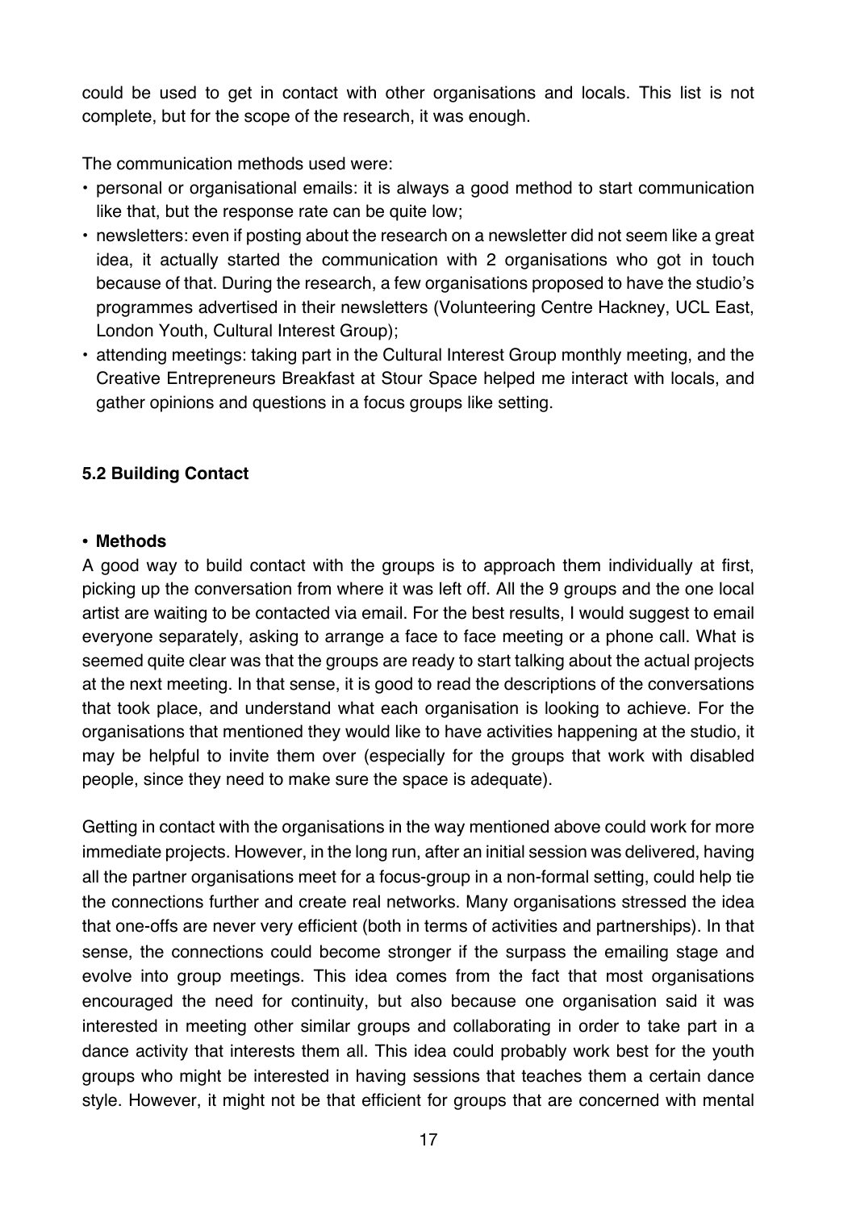could be used to get in contact with other organisations and locals. This list is not complete, but for the scope of the research, it was enough.

The communication methods used were:

- personal or organisational emails: it is always a good method to start communication like that, but the response rate can be quite low;
- newsletters: even if posting about the research on a newsletter did not seem like a great idea, it actually started the communication with 2 organisations who got in touch because of that. During the research, a few organisations proposed to have the studio's programmes advertised in their newsletters (Volunteering Centre Hackney, UCL East, London Youth, Cultural Interest Group);
- attending meetings: taking part in the Cultural Interest Group monthly meeting, and the Creative Entrepreneurs Breakfast at Stour Space helped me interact with locals, and gather opinions and questions in a focus groups like setting.

### 5.2 Building Contact

- **Methods**

A good way to build contact with the groups is to approach them individually at first, picking up the conversation from where it was left off. All the 9 groups and the one local artist are waiting to be contacted via email. For the best results, I would suggest to email everyone separately, asking to arrange a face to face meeting or a phone call. What is seemed quite clear was that the groups are ready to start talking about the actual projects at the next meeting. In that sense, it is good to read the descriptions of the conversations that took place, and understand what each organisation is looking to achieve. For the organisations that mentioned they would like to have activities happening at the studio, it may be helpful to invite them over (especially for the groups that work with disabled people, since they need to make sure the space is adequate).

Getting in contact with the organisations in the way mentioned above could work for more immediate projects. However, in the long run, after an initial session was delivered, having all the partner organisations meet for a focus-group in a non-formal setting, could help tie the connections further and create real networks. Many organisations stressed the idea that one-offs are never very efficient (both in terms of activities and partnerships). In that sense, the connections could become stronger if the surpass the emailing stage and evolve into group meetings. This idea comes from the fact that most organisations encouraged the need for continuity, but also because one organisation said it was interested in meeting other similar groups and collaborating in order to take part in a dance activity that interests them all. This idea could probably work best for the youth groups who might be interested in having sessions that teaches them a certain dance style. However, it might not be that efficient for groups that are concerned with mental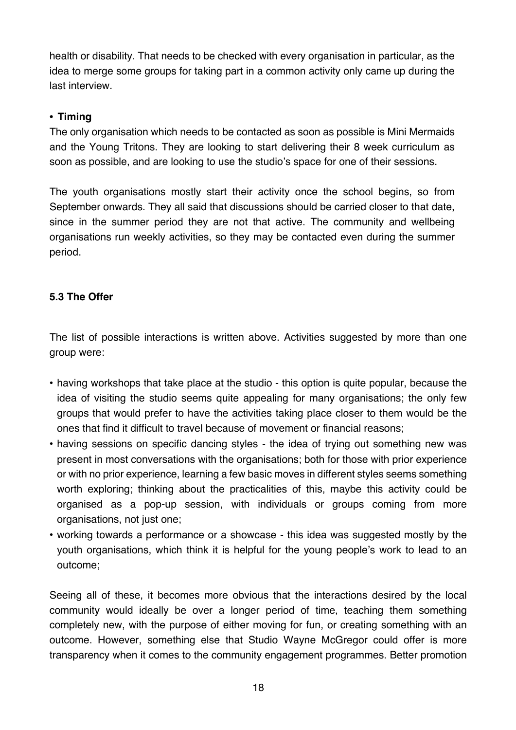health or disability. That needs to be checked with every organisation in particular, as the idea to merge some groups for taking part in a common activity only came up during the last interview.

- **Timing**

The only organisation which needs to be contacted as soon as possible is Mini Mermaids and the Young Tritons. They are looking to start delivering their 8 week curriculum as soon as possible, and are looking to use the studio's space for one of their sessions.

The youth organisations mostly start their activity once the school begins, so from September onwards. They all said that discussions should be carried closer to that date, since in the summer period they are not that active. The community and wellbeing organisations run weekly activities, so they may be contacted even during the summer period.

### 5.3 The Offer

The list of possible interactions is written above. Activities suggested by more than one group were:

- having workshops that take place at the studio - this option is quite popular, because the idea of visiting the studio seems quite appealing for many organisations; the only few groups that would prefer to have the activities taking place closer to them would be the ones that find it difficult to travel because of movement or financial reasons;
- having sessions on specific dancing styles - the idea of trying out something new was present in most conversations with the organisations; both for those with prior experience or with no prior experience, learning a few basic moves in different styles seems something worth exploring; thinking about the practicalities of this, maybe this activity could be organised as a pop-up session, with individuals or groups coming from more organisations, not just one;
- working towards a performance or a showcase - this idea was suggested mostly by the youth organisations, which think it is helpful for the young people's work to lead to an outcome;

Seeing all of these, it becomes more obvious that the interactions desired by the local community would ideally be over a longer period of time, teaching them something completely new, with the purpose of either moving for fun, or creating something with an outcome. However, something else that Studio Wayne McGregor could offer is more transparency when it comes to the community engagement programmes. Better promotion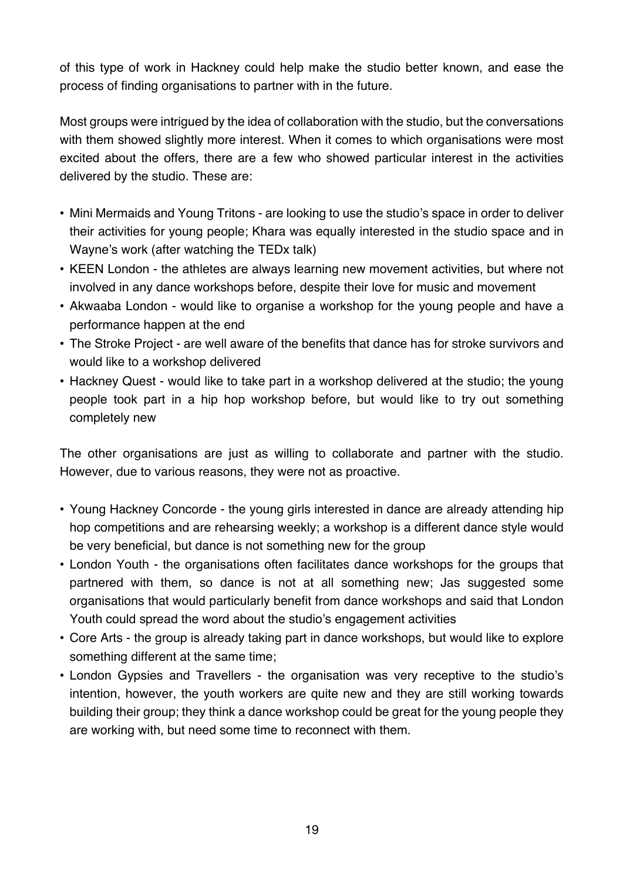of this type of work in Hackney could help make the studio better known, and ease the process of finding organisations to partner with in the future.

Most groups were intrigued by the idea of collaboration with the studio, but the conversations with them showed slightly more interest. When it comes to which organisations were most excited about the offers, there are a few who showed particular interest in the activities delivered by the studio. These are:

- Mini Mermaids and Young Tritons - are looking to use the studio's space in order to deliver their activities for young people; Khara was equally interested in the studio space and in Wayne's work (after watching the TEDx talk)
- KEEN London - the athletes are always learning new movement activities, but where not involved in any dance workshops before, despite their love for music and movement
- Akwaaba London - would like to organise a workshop for the young people and have a performance happen at the end
- The Stroke Project - are well aware of the benefits that dance has for stroke survivors and would like to a workshop delivered
- Hackney Quest - would like to take part in a workshop delivered at the studio; the young people took part in a hip hop workshop before, but would like to try out something completely new

The other organisations are just as willing to collaborate and partner with the studio. However, due to various reasons, they were not as proactive.

- Young Hackney Concorde - the young girls interested in dance are already attending hip hop competitions and are rehearsing weekly; a workshop is a different dance style would be very beneficial, but dance is not something new for the group
- London Youth - the organisations often facilitates dance workshops for the groups that partnered with them, so dance is not at all something new; Jas suggested some organisations that would particularly benefit from dance workshops and said that London Youth could spread the word about the studio's engagement activities
- Core Arts - the group is already taking part in dance workshops, but would like to explore something different at the same time;
- London Gypsies and Travellers - the organisation was very receptive to the studio's intention, however, the youth workers are quite new and they are still working towards building their group; they think a dance workshop could be great for the young people they are working with, but need some time to reconnect with them.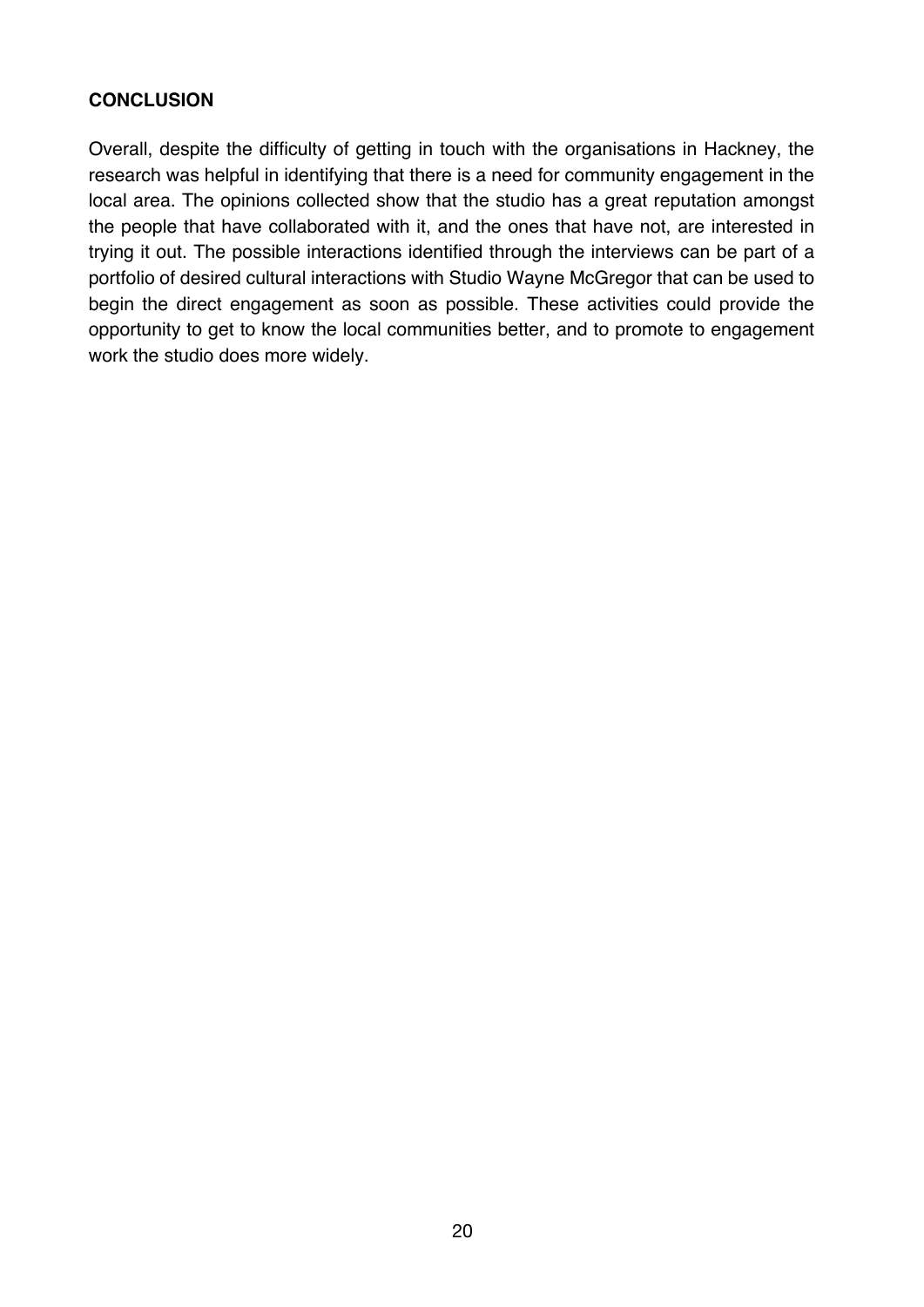**CONCLUSION**

Overall, despite the difficulty of getting in touch with the organisations in Hackney, the research was helpful in identifying that there is a need for community engagement in the local area. The opinions collected show that the studio has a great reputation amongst the people that have collaborated with it, and the ones that have not, are interested in trying it out. The possible interactions identified through the interviews can be part of a portfolio of desired cultural interactions with Studio Wayne McGregor that can be used to begin the direct engagement as soon as possible. These activities could provide the opportunity to get to know the local communities better, and to promote to engagement work the studio does more widely.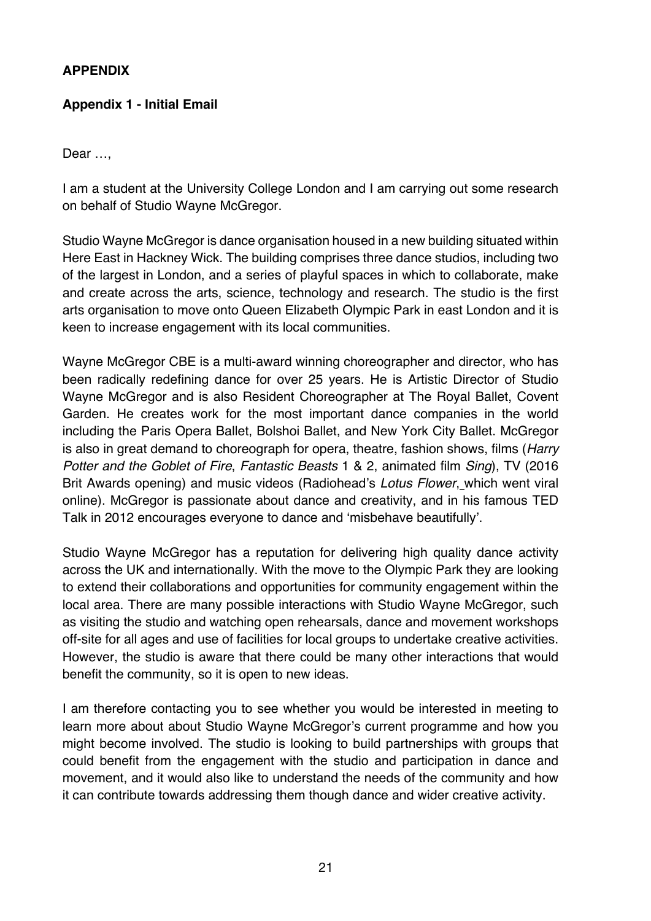**APPENDIX**

**Appendix 1 - Initial Email**

Dear …,

I am a student at the University College London and I am carrying out some research on behalf of Studio Wayne McGregor.

Studio Wayne McGregor is dance organisation housed in a new building situated within Here East in Hackney Wick. The building comprises three dance studios, including two of the largest in London, and a series of playful spaces in which to collaborate, make and create across the arts, science, technology and research. The studio is the first arts organisation to move onto Queen Elizabeth Olympic Park in east London and it is keen to increase engagement with its local communities.

Wayne McGregor CBE is a multi-award winning choreographer and director, who has been radically redefining dance for over 25 years. He is Artistic Director of Studio Wayne McGregor and is also Resident Choreographer at The Royal Ballet, Covent Garden. He creates work for the most important dance companies in the world including the Paris Opera Ballet, Bolshoi Ballet, and New York City Ballet. McGregor is also in great demand to choreograph for opera, theatre, fashion shows, films (*Harry Potter and the Goblet of Fire*, *Fantastic Beasts* 1 & 2, animated film *Sing*), TV (2016 Brit Awards opening) and music videos (Radiohead's *Lotus Flower*, which went viral online). McGregor is passionate about dance and creativity, and in his famous TED Talk in 2012 encourages everyone to dance and 'misbehave beautifully'.

Studio Wayne McGregor has a reputation for delivering high quality dance activity across the UK and internationally. With the move to the Olympic Park they are looking to extend their collaborations and opportunities for community engagement within the local area. There are many possible interactions with Studio Wayne McGregor, such as visiting the studio and watching open rehearsals, dance and movement workshops off-site for all ages and use of facilities for local groups to undertake creative activities. However, the studio is aware that there could be many other interactions that would benefit the community, so it is open to new ideas.

I am therefore contacting you to see whether you would be interested in meeting to learn more about about Studio Wayne McGregor's current programme and how you might become involved. The studio is looking to build partnerships with groups that could benefit from the engagement with the studio and participation in dance and movement, and it would also like to understand the needs of the community and how it can contribute towards addressing them though dance and wider creative activity.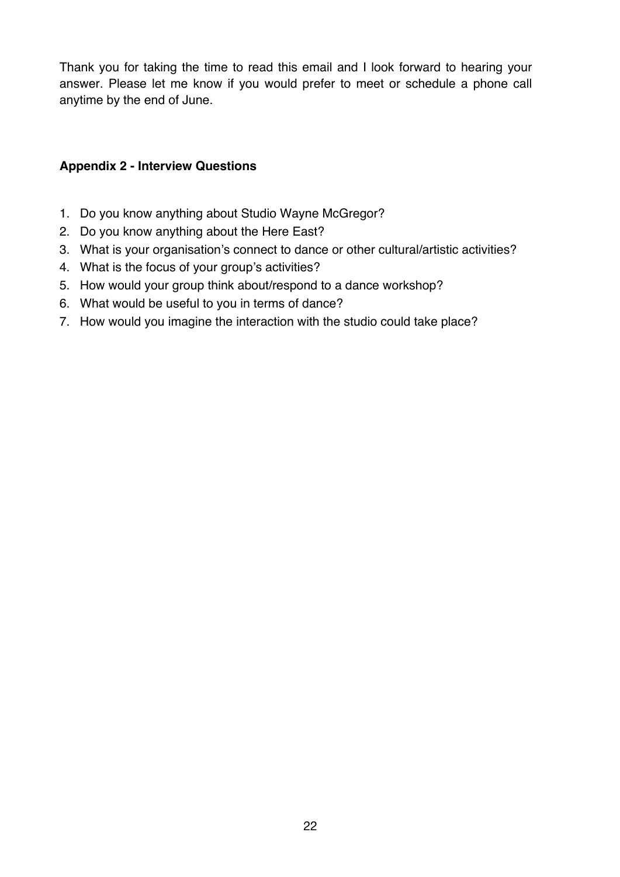Thank you for taking the time to read this email and I look forward to hearing your answer. Please let me know if you would prefer to meet or schedule a phone call anytime by the end of June.

**Appendix 2 - Interview Questions**

1. Do you know anything about Studio Wayne McGregor?
2. Do you know anything about the Here East?
3. What is your organisation's connect to dance or other cultural/artistic activities?
4. What is the focus of your group's activities?
5. How would your group think about/respond to a dance workshop?
6. What would be useful to you in terms of dance?
7. How would you imagine the interaction with the studio could take place?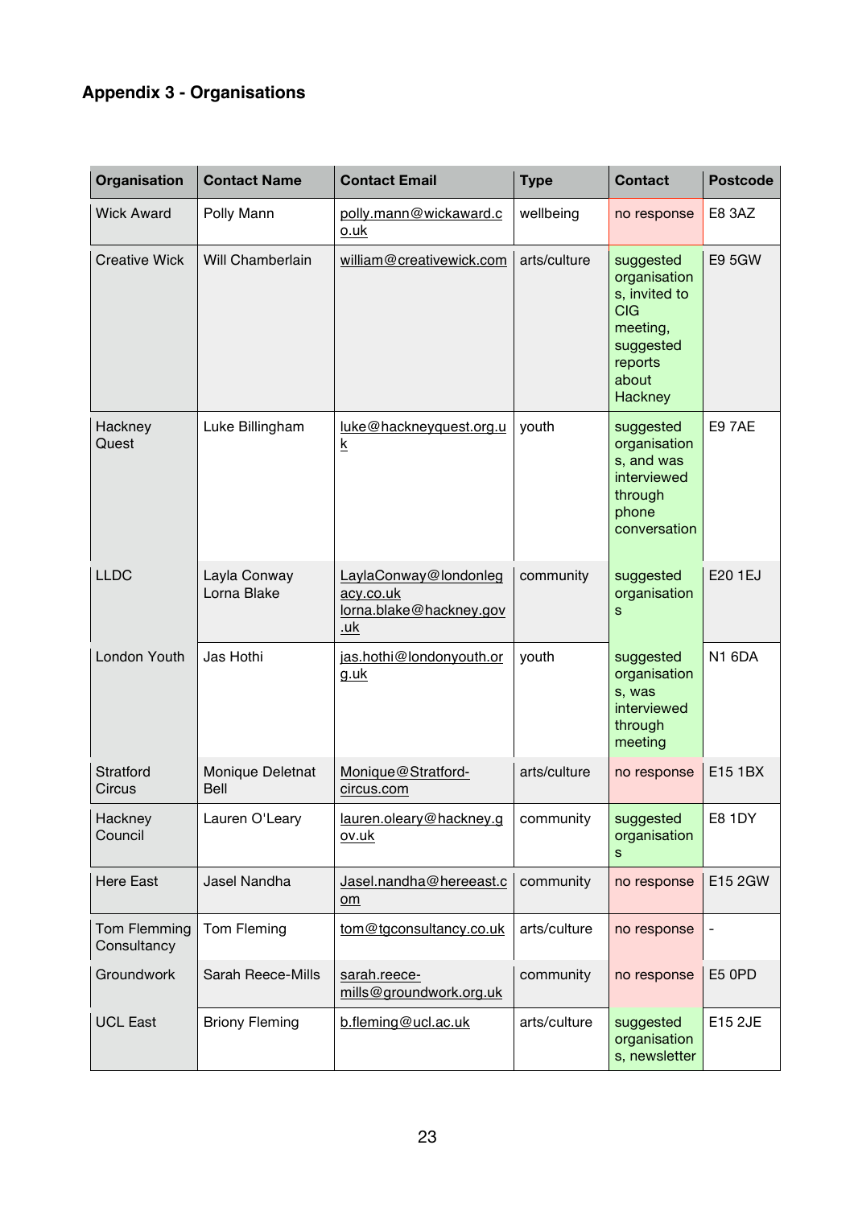**Appendix 3 - Organisations**

| Organisation | Contact Name | Contact Email | Type | Contact | Postcode |
|---|---|---|---|---|---|
| Wick Award | Polly Mann | polly.mann@wickaward.co.uk | wellbeing | no response | E8 3AZ |
| Creative Wick | Will Chamberlain | william@creativewick.com | arts/culture | suggested organisations, invited to CIG meeting, suggested reports about Hackney | E9 5GW |
| Hackney Quest | Luke Billingham | luke@hackneyquest.org.uk | youth | suggested organisations, and was interviewed through phone conversation | E9 7AE |
| LLDC | Layla Conway<br>Lorna Blake | LaylaConway@londonlegacy.co.uk<br>lorna.blake@hackney.gov.uk | community | suggested organisations | E20 1EJ |
| London Youth | Jas Hothi | jas.hothi@londonyouth.org.uk | youth | suggested organisations, was interviewed through meeting | N1 6DA |
| Stratford Circus | Monique Deletnat Bell | Monique@Stratford-circus.com | arts/culture | no response | E15 1BX |
| Hackney Council | Lauren O'Leary | lauren.oleary@hackney.gov.uk | community | suggested organisations | E8 1DY |
| Here East | Jasel Nandha | Jasel.nandha@hereeast.com | community | no response | E15 2GW |
| Tom Flemming Consultancy | Tom Fleming | tom@tgconsultancy.co.uk | arts/culture | no response | - |
| Groundwork | Sarah Reece-Mills | sarah.reece-mills@groundwork.org.uk | community | no response | E5 0PD |
| UCL East | Briony Fleming | b.fleming@ucl.ac.uk | arts/culture | suggested organisations, newsletter | E15 2JE |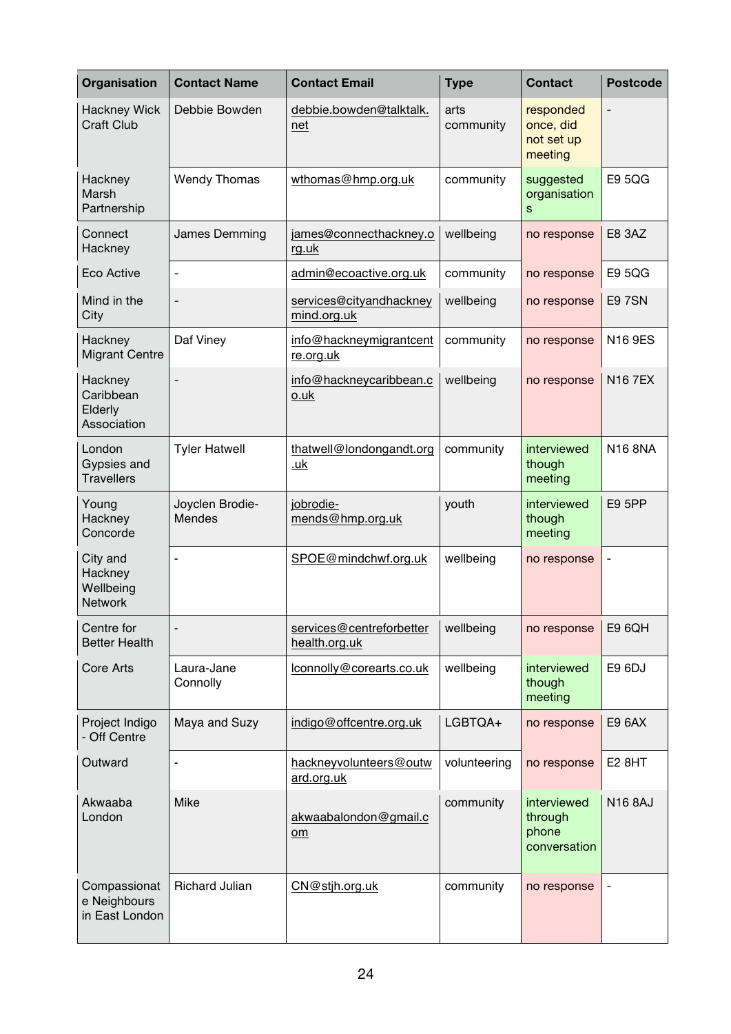| Organisation | Contact Name | Contact Email | Type | Contact | Postcode |
|---|---|---|---|---|---|
| Hackney Wick Craft Club | Debbie Bowden | debbie.bowden@talktalk.net | arts community | responded once, did not set up meeting | - |
| Hackney Marsh Partnership | Wendy Thomas | wthomas@hmp.org.uk | community | suggested organisations | E9 5QG |
| Connect Hackney | James Demming | james@connecthackney.org.uk | wellbeing | no response | E8 3AZ |
| Eco Active | - | admin@ecoactive.org.uk | community | no response | E9 5QG |
| Mind in the City | - | services@cityandhackneymind.org.uk | wellbeing | no response | E9 7SN |
| Hackney Migrant Centre | Daf Viney | info@hackneymigrantcentre.org.uk | community | no response | N16 9ES |
| Hackney Caribbean Elderly Association | - | info@hackneycaribbean.co.uk | wellbeing | no response | N16 7EX |
| London Gypsies and Travellers | Tyler Hatwell | thatwell@londongandt.org.uk | community | interviewed though meeting | N16 8NA |
| Young Hackney Concorde | Joyclen Brodie-Mendes | jobrodie-mends@hmp.org.uk | youth | interviewed though meeting | E9 5PP |
| City and Hackney Wellbeing Network | - | SPOE@mindchwf.org.uk | wellbeing | no response | - |
| Centre for Better Health | - | services@centreforbetterhealth.org.uk | wellbeing | no response | E9 6QH |
| Core Arts | Laura-Jane Connolly | lconnolly@corearts.co.uk | wellbeing | interviewed though meeting | E9 6DJ |
| Project Indigo - Off Centre | Maya and Suzy | indigo@offcentre.org.uk | LGBTQA+ | no response | E9 6AX |
| Outward | - | hackneyvolunteers@outward.org.uk | volunteering | no response | E2 8HT |
| Akwaaba London | Mike | akwaabalondon@gmail.com | community | interviewed through phone conversation | N16 8AJ |
| Compassionate Neighbours in East London | Richard Julian | CN@stjh.org.uk | community | no response | - |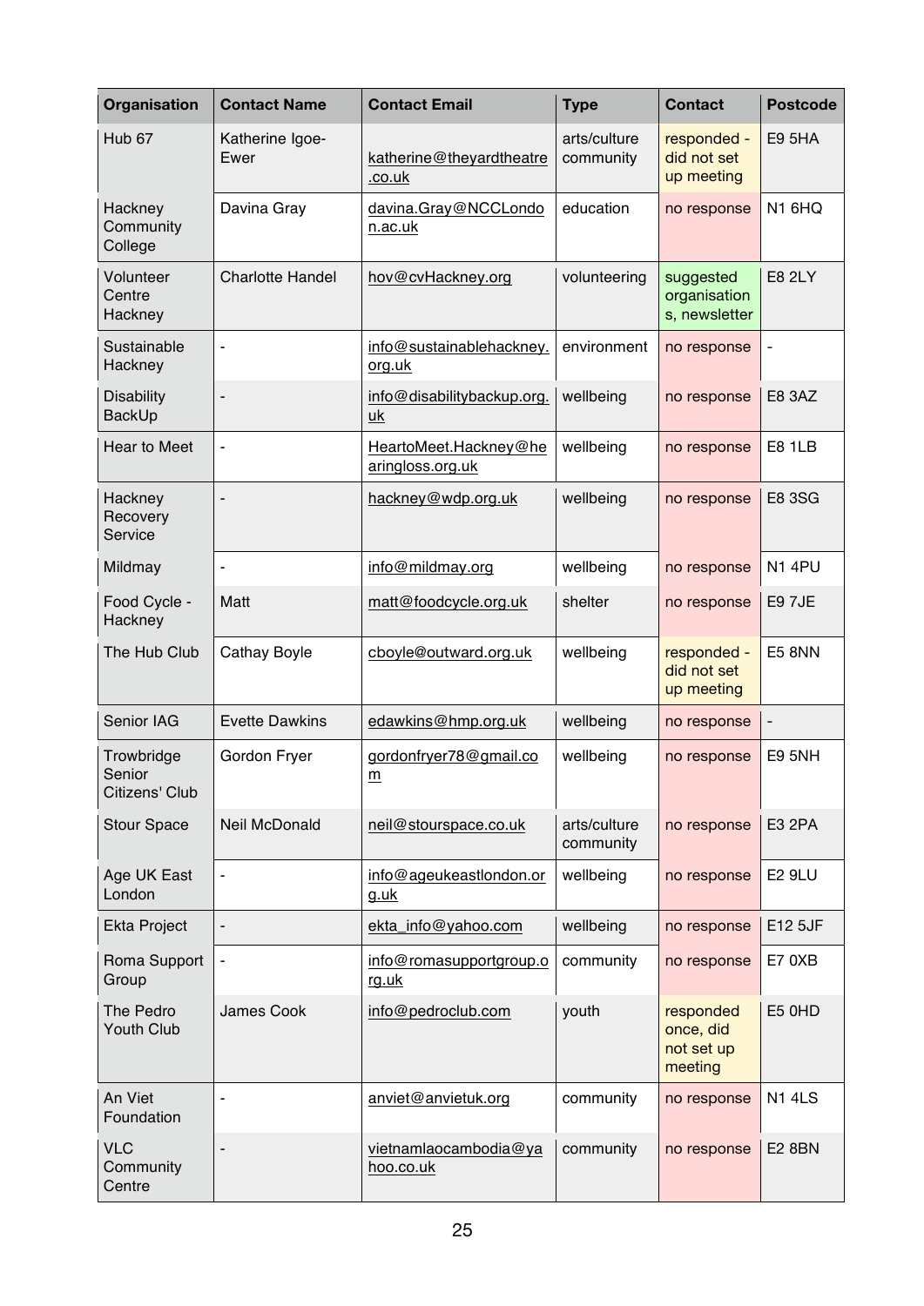| Organisation | Contact Name | Contact Email | Type | Contact | Postcode |
|---|---|---|---|---|---|
| Hub 67 | Katherine Igoe-Ewer | katherine@theyardtheatre.co.uk | arts/culture community | responded - did not set up meeting | E9 5HA |
| Hackney Community College | Davina Gray | davina.Gray@NCCLondon.ac.uk | education | no response | N1 6HQ |
| Volunteer Centre Hackney | Charlotte Handel | hov@cvHackney.org | volunteering | suggested organisations, newsletter | E8 2LY |
| Sustainable Hackney | - | info@sustainablehackney.org.uk | environment | no response | - |
| Disability BackUp | - | info@disabilitybackup.org.uk | wellbeing | no response | E8 3AZ |
| Hear to Meet | - | HeartoMeet.Hackney@hearingloss.org.uk | wellbeing | no response | E8 1LB |
| Hackney Recovery Service | - | hackney@wdp.org.uk | wellbeing | no response | E8 3SG |
| Mildmay | - | info@mildmay.org | wellbeing | no response | N1 4PU |
| Food Cycle - Hackney | Matt | matt@foodcycle.org.uk | shelter | no response | E9 7JE |
| The Hub Club | Cathay Boyle | cboyle@outward.org.uk | wellbeing | responded - did not set up meeting | E5 8NN |
| Senior IAG | Evette Dawkins | edawkins@hmp.org.uk | wellbeing | no response | - |
| Trowbridge Senior Citizens' Club | Gordon Fryer | gordonfryer78@gmail.com | wellbeing | no response | E9 5NH |
| Stour Space | Neil McDonald | neil@stourspace.co.uk | arts/culture community | no response | E3 2PA |
| Age UK East London | - | info@ageukeastlondon.org.uk | wellbeing | no response | E2 9LU |
| Ekta Project | - | ekta_info@yahoo.com | wellbeing | no response | E12 5JF |
| Roma Support Group | - | info@romasupportgroup.org.uk | community | no response | E7 0XB |
| The Pedro Youth Club | James Cook | info@pedroclub.com | youth | responded once, did not set up meeting | E5 0HD |
| An Viet Foundation | - | anviet@anvietuk.org | community | no response | N1 4LS |
| VLC Community Centre | - | vietnamlaocambodia@yahoo.co.uk | community | no response | E2 8BN |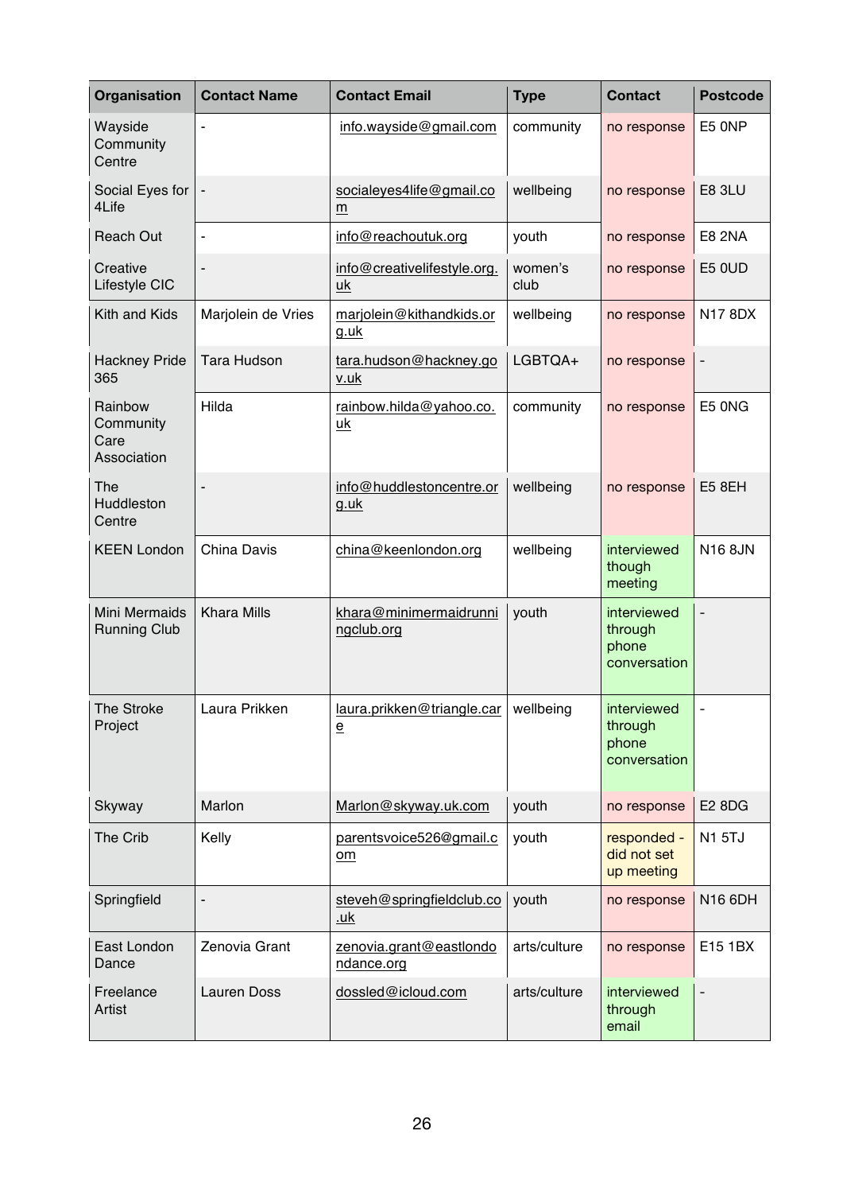| Organisation | Contact Name | Contact Email | Type | Contact | Postcode |
|---|---|---|---|---|---|
| Wayside Community Centre | - | info.wayside@gmail.com | community | no response | E5 0NP |
| Social Eyes for 4Life | - | socialeyes4life@gmail.com | wellbeing | no response | E8 3LU |
| Reach Out | - | info@reachoutuk.org | youth | no response | E8 2NA |
| Creative Lifestyle CIC | - | info@creativelifestyle.org.uk | women's club | no response | E5 0UD |
| Kith and Kids | Marjolein de Vries | marjolein@kithandkids.org.uk | wellbeing | no response | N17 8DX |
| Hackney Pride 365 | Tara Hudson | tara.hudson@hackney.gov.uk | LGBTQA+ | no response | - |
| Rainbow Community Care Association | Hilda | rainbow.hilda@yahoo.co.uk | community | no response | E5 0NG |
| The Huddleston Centre | - | info@huddlestoncentre.org.uk | wellbeing | no response | E5 8EH |
| KEEN London | China Davis | china@keenlondon.org | wellbeing | interviewed though meeting | N16 8JN |
| Mini Mermaids Running Club | Khara Mills | khara@minimermaidrunningclub.org | youth | interviewed through phone conversation | - |
| The Stroke Project | Laura Prikken | laura.prikken@triangle.care | wellbeing | interviewed through phone conversation | - |
| Skyway | Marlon | Marlon@skyway.uk.com | youth | no response | E2 8DG |
| The Crib | Kelly | parentsvoice526@gmail.com | youth | responded - did not set up meeting | N1 5TJ |
| Springfield | - | steveh@springfieldclub.co.uk | youth | no response | N16 6DH |
| East London Dance | Zenovia Grant | zenovia.grant@eastlondondance.org | arts/culture | no response | E15 1BX |
| Freelance Artist | Lauren Doss | dossled@icloud.com | arts/culture | interviewed through email | - |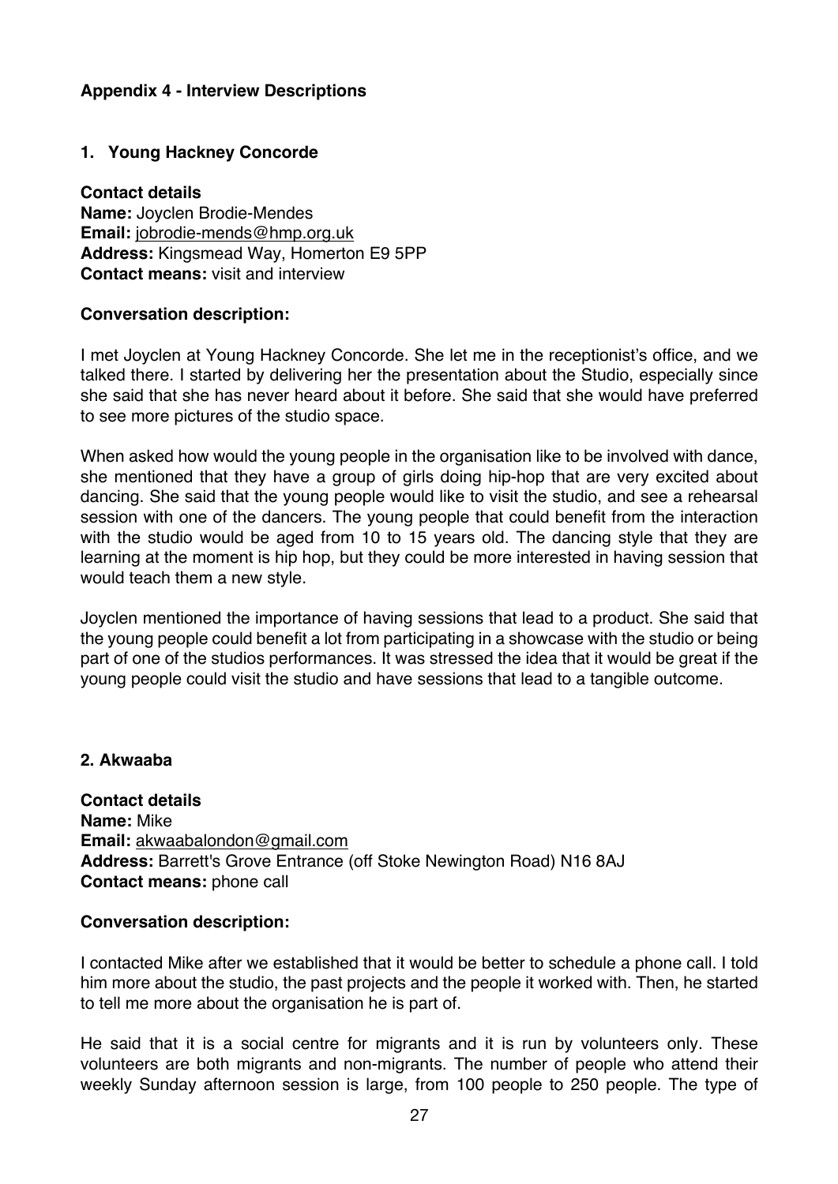## Appendix 4 - Interview Descriptions

### 1. Young Hackney Concorde

**Contact details**
**Name:** Joyclen Brodie-Mendes
**Email:** jobrodie-mends@hmp.org.uk
**Address:** Kingsmead Way, Homerton E9 5PP
**Contact means:** visit and interview

**Conversation description:**

I met Joyclen at Young Hackney Concorde. She let me in the receptionist's office, and we talked there. I started by delivering her the presentation about the Studio, especially since she said that she has never heard about it before. She said that she would have preferred to see more pictures of the studio space.

When asked how would the young people in the organisation like to be involved with dance, she mentioned that they have a group of girls doing hip-hop that are very excited about dancing. She said that the young people would like to visit the studio, and see a rehearsal session with one of the dancers. The young people that could benefit from the interaction with the studio would be aged from 10 to 15 years old. The dancing style that they are learning at the moment is hip hop, but they could be more interested in having session that would teach them a new style.

Joyclen mentioned the importance of having sessions that lead to a product. She said that the young people could benefit a lot from participating in a showcase with the studio or being part of one of the studios performances. It was stressed the idea that it would be great if the young people could visit the studio and have sessions that lead to a tangible outcome.

### 2. Akwaaba

**Contact details**
**Name:** Mike
**Email:** akwaabalondon@gmail.com
**Address:** Barrett's Grove Entrance (off Stoke Newington Road) N16 8AJ
**Contact means:** phone call

**Conversation description:**

I contacted Mike after we established that it would be better to schedule a phone call. I told him more about the studio, the past projects and the people it worked with. Then, he started to tell me more about the organisation he is part of.

He said that it is a social centre for migrants and it is run by volunteers only. These volunteers are both migrants and non-migrants. The number of people who attend their weekly Sunday afternoon session is large, from 100 people to 250 people. The type of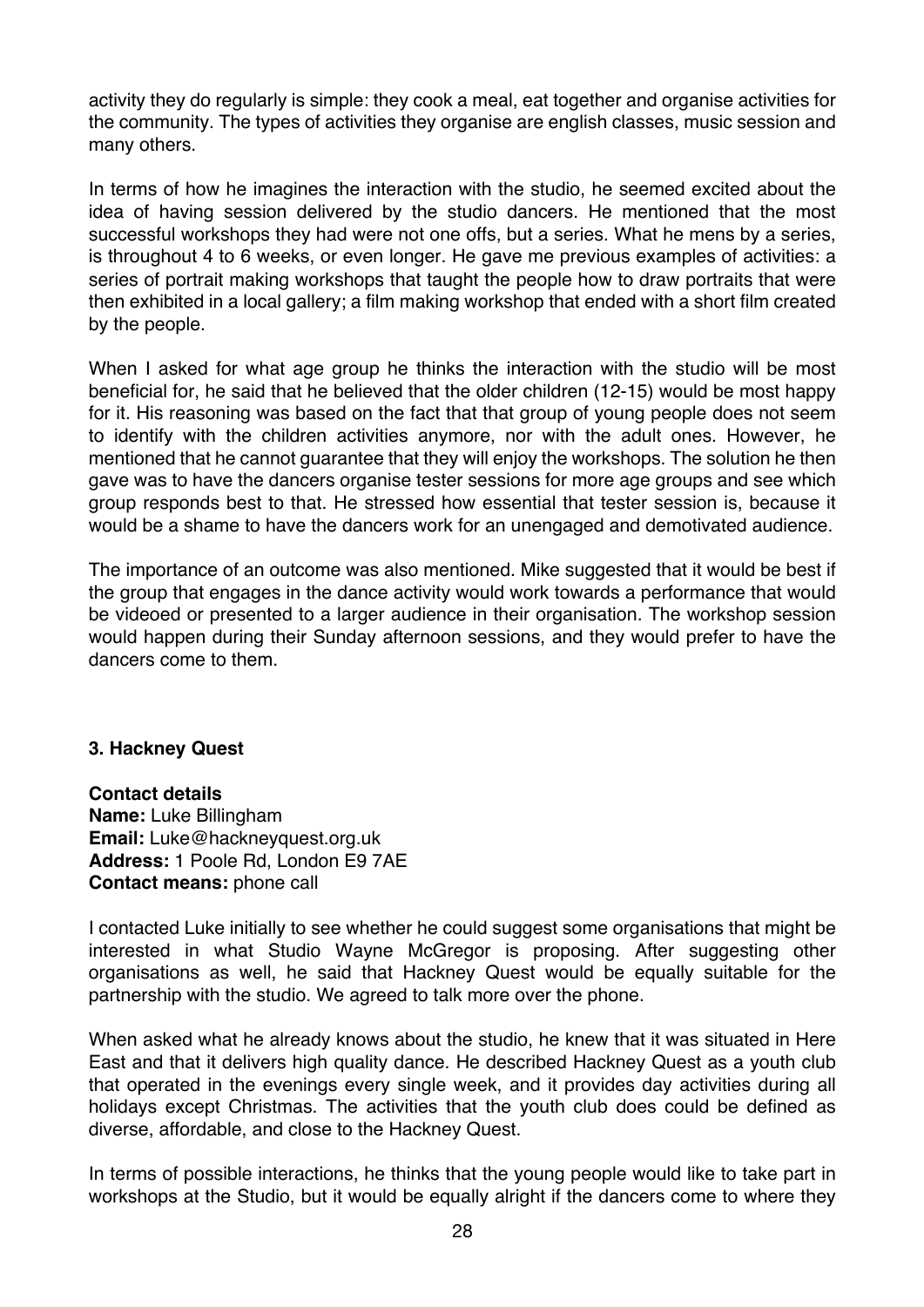activity they do regularly is simple: they cook a meal, eat together and organise activities for the community. The types of activities they organise are english classes, music session and many others.

In terms of how he imagines the interaction with the studio, he seemed excited about the idea of having session delivered by the studio dancers. He mentioned that the most successful workshops they had were not one offs, but a series. What he mens by a series, is throughout 4 to 6 weeks, or even longer. He gave me previous examples of activities: a series of portrait making workshops that taught the people how to draw portraits that were then exhibited in a local gallery; a film making workshop that ended with a short film created by the people.

When I asked for what age group he thinks the interaction with the studio will be most beneficial for, he said that he believed that the older children (12-15) would be most happy for it. His reasoning was based on the fact that that group of young people does not seem to identify with the children activities anymore, nor with the adult ones. However, he mentioned that he cannot guarantee that they will enjoy the workshops. The solution he then gave was to have the dancers organise tester sessions for more age groups and see which group responds best to that. He stressed how essential that tester session is, because it would be a shame to have the dancers work for an unengaged and demotivated audience.

The importance of an outcome was also mentioned. Mike suggested that it would be best if the group that engages in the dance activity would work towards a performance that would be videoed or presented to a larger audience in their organisation. The workshop session would happen during their Sunday afternoon sessions, and they would prefer to have the dancers come to them.

### 3. Hackney Quest

**Contact details**
**Name:** Luke Billingham
**Email:** Luke@hackneyquest.org.uk
**Address:** 1 Poole Rd, London E9 7AE
**Contact means:** phone call

I contacted Luke initially to see whether he could suggest some organisations that might be interested in what Studio Wayne McGregor is proposing. After suggesting other organisations as well, he said that Hackney Quest would be equally suitable for the partnership with the studio. We agreed to talk more over the phone.

When asked what he already knows about the studio, he knew that it was situated in Here East and that it delivers high quality dance. He described Hackney Quest as a youth club that operated in the evenings every single week, and it provides day activities during all holidays except Christmas. The activities that the youth club does could be defined as diverse, affordable, and close to the Hackney Quest.

In terms of possible interactions, he thinks that the young people would like to take part in workshops at the Studio, but it would be equally alright if the dancers come to where they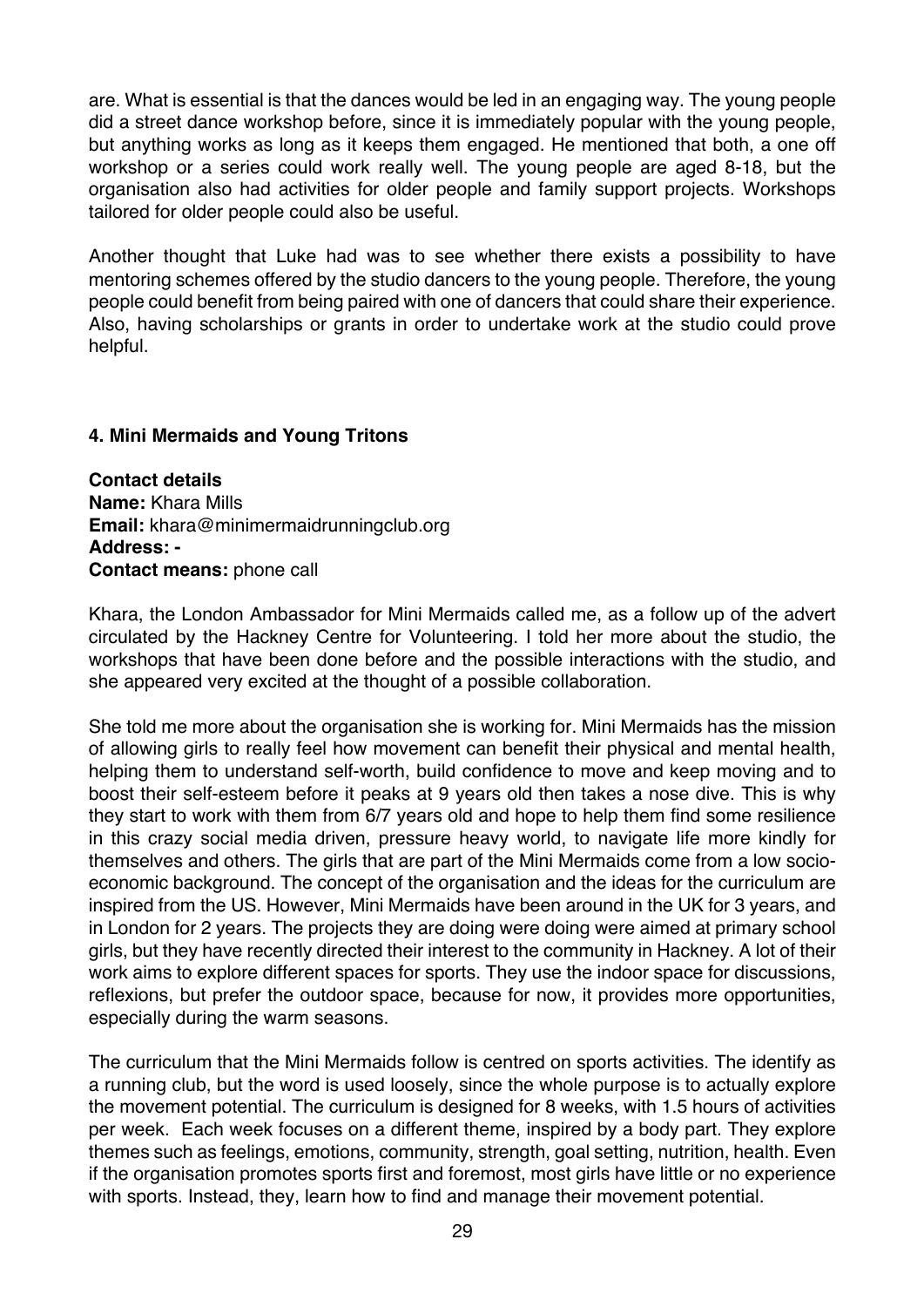are. What is essential is that the dances would be led in an engaging way. The young people did a street dance workshop before, since it is immediately popular with the young people, but anything works as long as it keeps them engaged. He mentioned that both, a one off workshop or a series could work really well. The young people are aged 8-18, but the organisation also had activities for older people and family support projects. Workshops tailored for older people could also be useful.

Another thought that Luke had was to see whether there exists a possibility to have mentoring schemes offered by the studio dancers to the young people. Therefore, the young people could benefit from being paired with one of dancers that could share their experience. Also, having scholarships or grants in order to undertake work at the studio could prove helpful.

#### 4. Mini Mermaids and Young Tritons

**Contact details**
**Name:** Khara Mills
**Email:** khara@minimermaidrunningclub.org
**Address: -**
**Contact means:** phone call

Khara, the London Ambassador for Mini Mermaids called me, as a follow up of the advert circulated by the Hackney Centre for Volunteering. I told her more about the studio, the workshops that have been done before and the possible interactions with the studio, and she appeared very excited at the thought of a possible collaboration.

She told me more about the organisation she is working for. Mini Mermaids has the mission of allowing girls to really feel how movement can benefit their physical and mental health, helping them to understand self-worth, build confidence to move and keep moving and to boost their self-esteem before it peaks at 9 years old then takes a nose dive. This is why they start to work with them from 6/7 years old and hope to help them find some resilience in this crazy social media driven, pressure heavy world, to navigate life more kindly for themselves and others. The girls that are part of the Mini Mermaids come from a low socio-economic background. The concept of the organisation and the ideas for the curriculum are inspired from the US. However, Mini Mermaids have been around in the UK for 3 years, and in London for 2 years. The projects they are doing were doing were aimed at primary school girls, but they have recently directed their interest to the community in Hackney. A lot of their work aims to explore different spaces for sports. They use the indoor space for discussions, reflexions, but prefer the outdoor space, because for now, it provides more opportunities, especially during the warm seasons.

The curriculum that the Mini Mermaids follow is centred on sports activities. The identify as a running club, but the word is used loosely, since the whole purpose is to actually explore the movement potential. The curriculum is designed for 8 weeks, with 1.5 hours of activities per week. Each week focuses on a different theme, inspired by a body part. They explore themes such as feelings, emotions, community, strength, goal setting, nutrition, health. Even if the organisation promotes sports first and foremost, most girls have little or no experience with sports. Instead, they, learn how to find and manage their movement potential.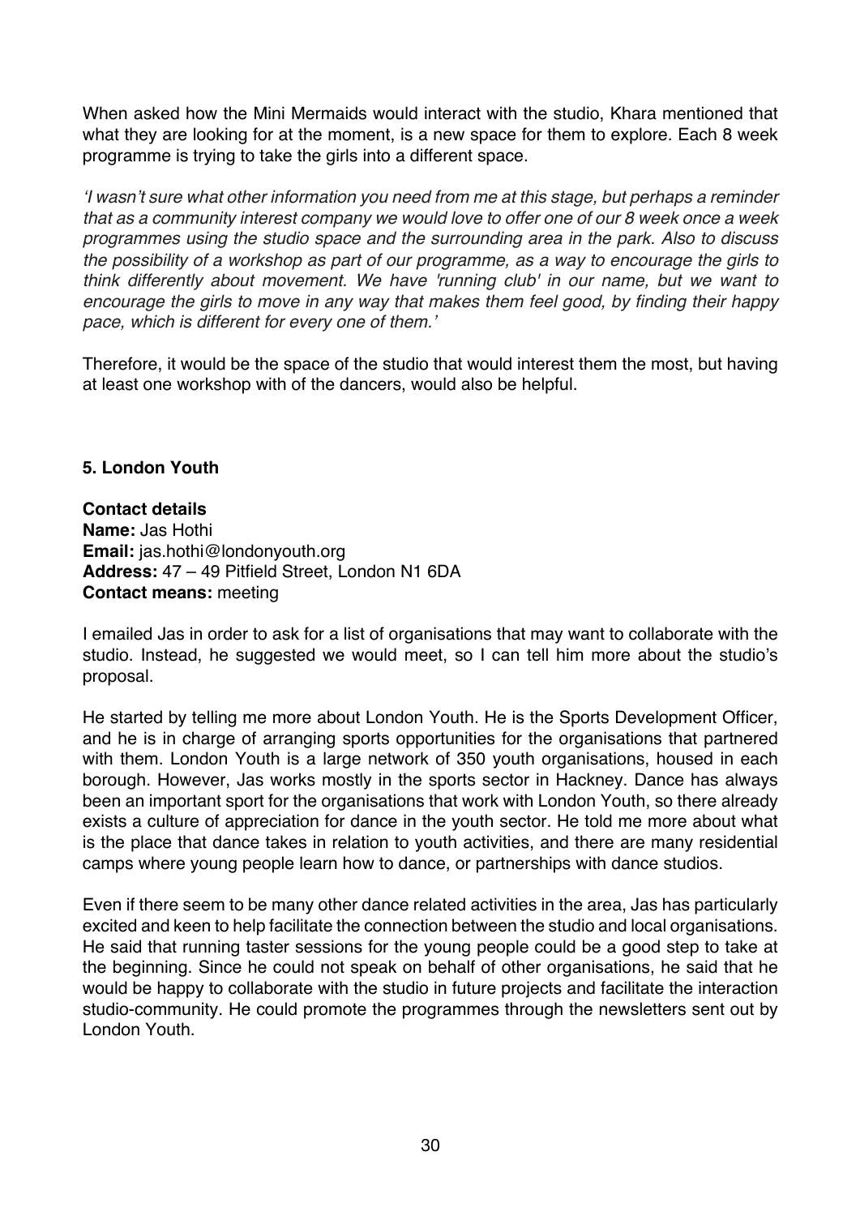When asked how the Mini Mermaids would interact with the studio, Khara mentioned that what they are looking for at the moment, is a new space for them to explore. Each 8 week programme is trying to take the girls into a different space.

*'I wasn't sure what other information you need from me at this stage, but perhaps a reminder that as a community interest company we would love to offer one of our 8 week once a week programmes using the studio space and the surrounding area in the park. Also to discuss the possibility of a workshop as part of our programme, as a way to encourage the girls to think differently about movement. We have 'running club' in our name, but we want to encourage the girls to move in any way that makes them feel good, by finding their happy pace, which is different for every one of them.'*

Therefore, it would be the space of the studio that would interest them the most, but having at least one workshop with of the dancers, would also be helpful.

**5. London Youth**

**Contact details**
**Name:** Jas Hothi
**Email:** jas.hothi@londonyouth.org
**Address:** 47 – 49 Pitfield Street, London N1 6DA
**Contact means:** meeting

I emailed Jas in order to ask for a list of organisations that may want to collaborate with the studio. Instead, he suggested we would meet, so I can tell him more about the studio's proposal.

He started by telling me more about London Youth. He is the Sports Development Officer, and he is in charge of arranging sports opportunities for the organisations that partnered with them. London Youth is a large network of 350 youth organisations, housed in each borough. However, Jas works mostly in the sports sector in Hackney. Dance has always been an important sport for the organisations that work with London Youth, so there already exists a culture of appreciation for dance in the youth sector. He told me more about what is the place that dance takes in relation to youth activities, and there are many residential camps where young people learn how to dance, or partnerships with dance studios.

Even if there seem to be many other dance related activities in the area, Jas has particularly excited and keen to help facilitate the connection between the studio and local organisations. He said that running taster sessions for the young people could be a good step to take at the beginning. Since he could not speak on behalf of other organisations, he said that he would be happy to collaborate with the studio in future projects and facilitate the interaction studio-community. He could promote the programmes through the newsletters sent out by London Youth.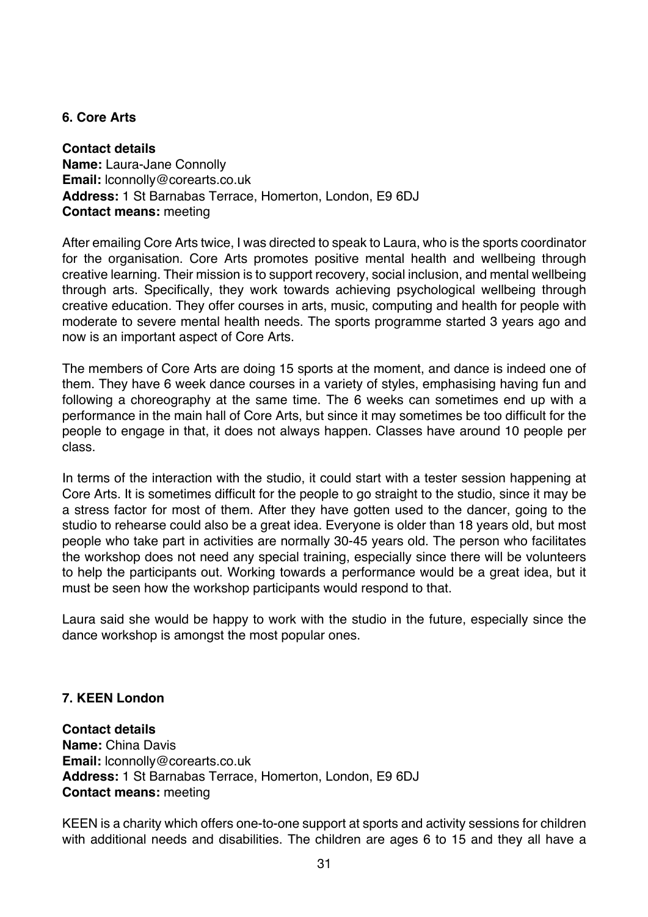### 6. Core Arts

**Contact details**
**Name:** Laura-Jane Connolly
**Email:** lconnolly@corearts.co.uk
**Address:** 1 St Barnabas Terrace, Homerton, London, E9 6DJ
**Contact means:** meeting

After emailing Core Arts twice, I was directed to speak to Laura, who is the sports coordinator for the organisation. Core Arts promotes positive mental health and wellbeing through creative learning. Their mission is to support recovery, social inclusion, and mental wellbeing through arts. Specifically, they work towards achieving psychological wellbeing through creative education. They offer courses in arts, music, computing and health for people with moderate to severe mental health needs. The sports programme started 3 years ago and now is an important aspect of Core Arts.

The members of Core Arts are doing 15 sports at the moment, and dance is indeed one of them. They have 6 week dance courses in a variety of styles, emphasising having fun and following a choreography at the same time. The 6 weeks can sometimes end up with a performance in the main hall of Core Arts, but since it may sometimes be too difficult for the people to engage in that, it does not always happen. Classes have around 10 people per class.

In terms of the interaction with the studio, it could start with a tester session happening at Core Arts. It is sometimes difficult for the people to go straight to the studio, since it may be a stress factor for most of them. After they have gotten used to the dancer, going to the studio to rehearse could also be a great idea. Everyone is older than 18 years old, but most people who take part in activities are normally 30-45 years old. The person who facilitates the workshop does not need any special training, especially since there will be volunteers to help the participants out. Working towards a performance would be a great idea, but it must be seen how the workshop participants would respond to that.

Laura said she would be happy to work with the studio in the future, especially since the dance workshop is amongst the most popular ones.

### 7. KEEN London

**Contact details**
**Name:** China Davis
**Email:** lconnolly@corearts.co.uk
**Address:** 1 St Barnabas Terrace, Homerton, London, E9 6DJ
**Contact means:** meeting

KEEN is a charity which offers one-to-one support at sports and activity sessions for children with additional needs and disabilities. The children are ages 6 to 15 and they all have a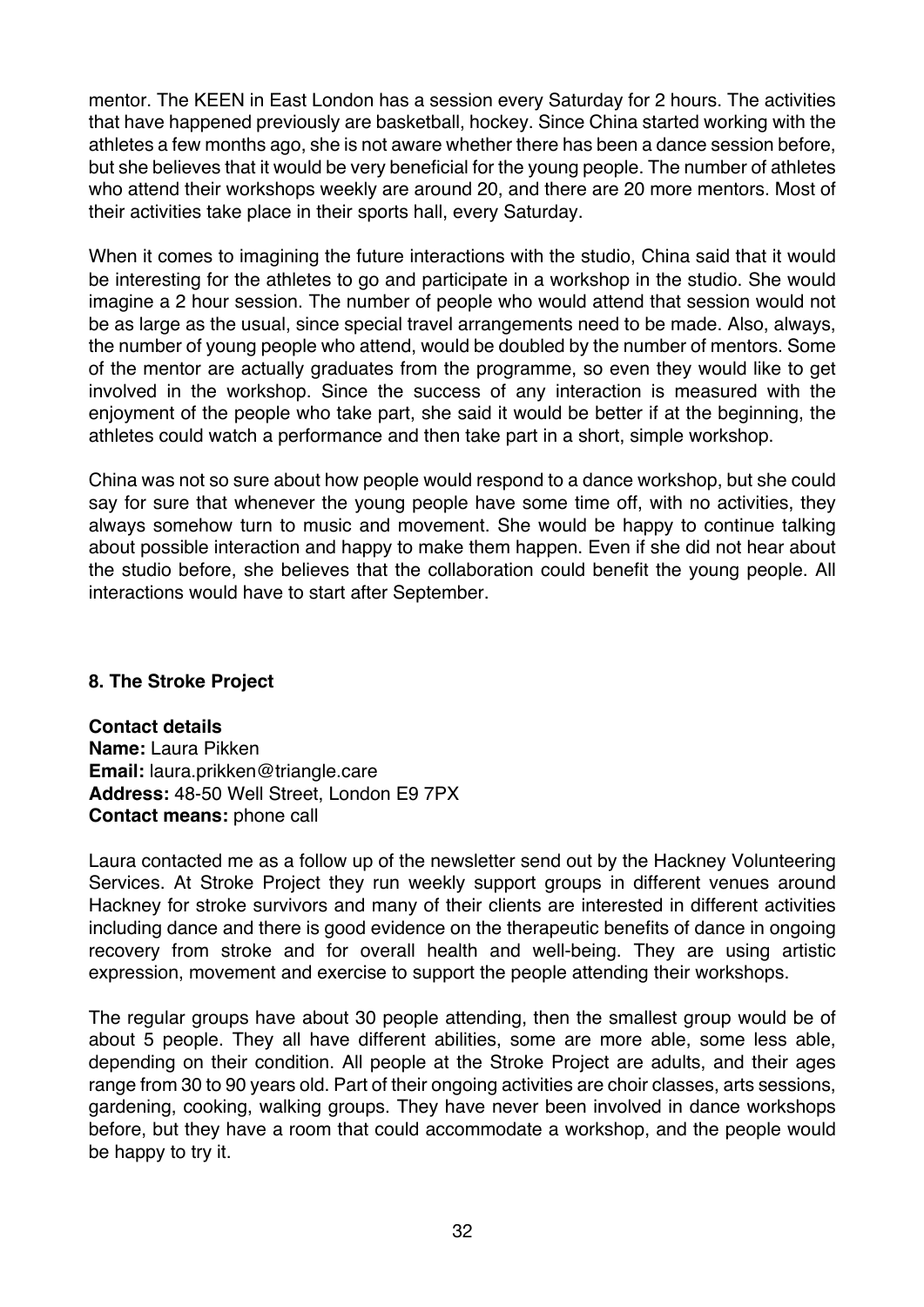mentor. The KEEN in East London has a session every Saturday for 2 hours. The activities that have happened previously are basketball, hockey. Since China started working with the athletes a few months ago, she is not aware whether there has been a dance session before, but she believes that it would be very beneficial for the young people. The number of athletes who attend their workshops weekly are around 20, and there are 20 more mentors. Most of their activities take place in their sports hall, every Saturday.

When it comes to imagining the future interactions with the studio, China said that it would be interesting for the athletes to go and participate in a workshop in the studio. She would imagine a 2 hour session. The number of people who would attend that session would not be as large as the usual, since special travel arrangements need to be made. Also, always, the number of young people who attend, would be doubled by the number of mentors. Some of the mentor are actually graduates from the programme, so even they would like to get involved in the workshop. Since the success of any interaction is measured with the enjoyment of the people who take part, she said it would be better if at the beginning, the athletes could watch a performance and then take part in a short, simple workshop.

China was not so sure about how people would respond to a dance workshop, but she could say for sure that whenever the young people have some time off, with no activities, they always somehow turn to music and movement. She would be happy to continue talking about possible interaction and happy to make them happen. Even if she did not hear about the studio before, she believes that the collaboration could benefit the young people. All interactions would have to start after September.

### 8. The Stroke Project

**Contact details**
**Name:** Laura Pikken
**Email:** laura.prikken@triangle.care
**Address:** 48-50 Well Street, London E9 7PX
**Contact means:** phone call

Laura contacted me as a follow up of the newsletter send out by the Hackney Volunteering Services. At Stroke Project they run weekly support groups in different venues around Hackney for stroke survivors and many of their clients are interested in different activities including dance and there is good evidence on the therapeutic benefits of dance in ongoing recovery from stroke and for overall health and well-being. They are using artistic expression, movement and exercise to support the people attending their workshops.

The regular groups have about 30 people attending, then the smallest group would be of about 5 people. They all have different abilities, some are more able, some less able, depending on their condition. All people at the Stroke Project are adults, and their ages range from 30 to 90 years old. Part of their ongoing activities are choir classes, arts sessions, gardening, cooking, walking groups. They have never been involved in dance workshops before, but they have a room that could accommodate a workshop, and the people would be happy to try it.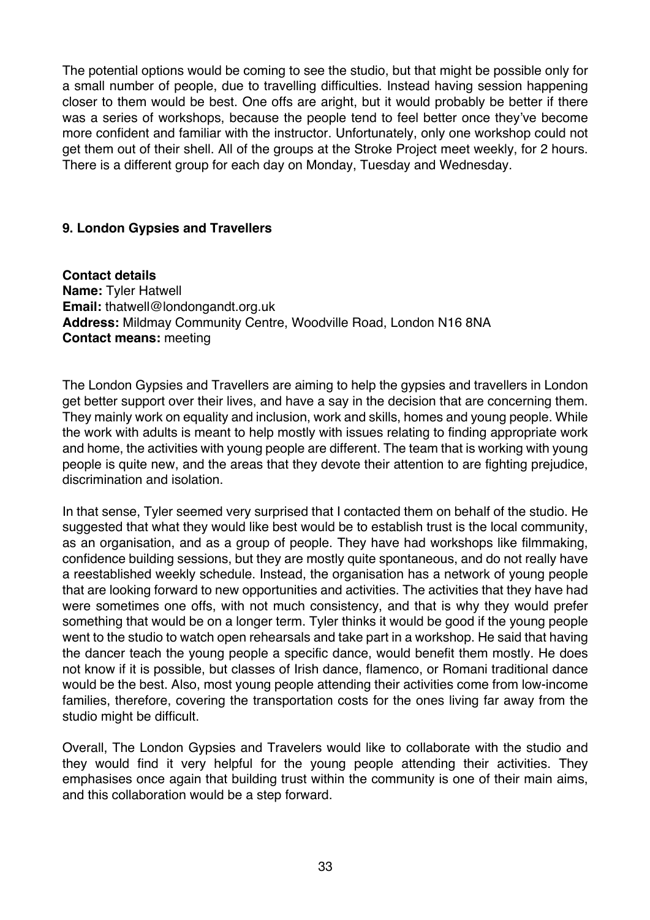The potential options would be coming to see the studio, but that might be possible only for a small number of people, due to travelling difficulties. Instead having session happening closer to them would be best. One offs are aright, but it would probably be better if there was a series of workshops, because the people tend to feel better once they've become more confident and familiar with the instructor. Unfortunately, only one workshop could not get them out of their shell. All of the groups at the Stroke Project meet weekly, for 2 hours. There is a different group for each day on Monday, Tuesday and Wednesday.

### 9. London Gypsies and Travellers

**Contact details**
**Name:** Tyler Hatwell
**Email:** thatwell@londongandt.org.uk
**Address:** Mildmay Community Centre, Woodville Road, London N16 8NA
**Contact means:** meeting

The London Gypsies and Travellers are aiming to help the gypsies and travellers in London get better support over their lives, and have a say in the decision that are concerning them. They mainly work on equality and inclusion, work and skills, homes and young people. While the work with adults is meant to help mostly with issues relating to finding appropriate work and home, the activities with young people are different. The team that is working with young people is quite new, and the areas that they devote their attention to are fighting prejudice, discrimination and isolation.

In that sense, Tyler seemed very surprised that I contacted them on behalf of the studio. He suggested that what they would like best would be to establish trust is the local community, as an organisation, and as a group of people. They have had workshops like filmmaking, confidence building sessions, but they are mostly quite spontaneous, and do not really have a reestablished weekly schedule. Instead, the organisation has a network of young people that are looking forward to new opportunities and activities. The activities that they have had were sometimes one offs, with not much consistency, and that is why they would prefer something that would be on a longer term. Tyler thinks it would be good if the young people went to the studio to watch open rehearsals and take part in a workshop. He said that having the dancer teach the young people a specific dance, would benefit them mostly. He does not know if it is possible, but classes of Irish dance, flamenco, or Romani traditional dance would be the best. Also, most young people attending their activities come from low-income families, therefore, covering the transportation costs for the ones living far away from the studio might be difficult.

Overall, The London Gypsies and Travelers would like to collaborate with the studio and they would find it very helpful for the young people attending their activities. They emphasises once again that building trust within the community is one of their main aims, and this collaboration would be a step forward.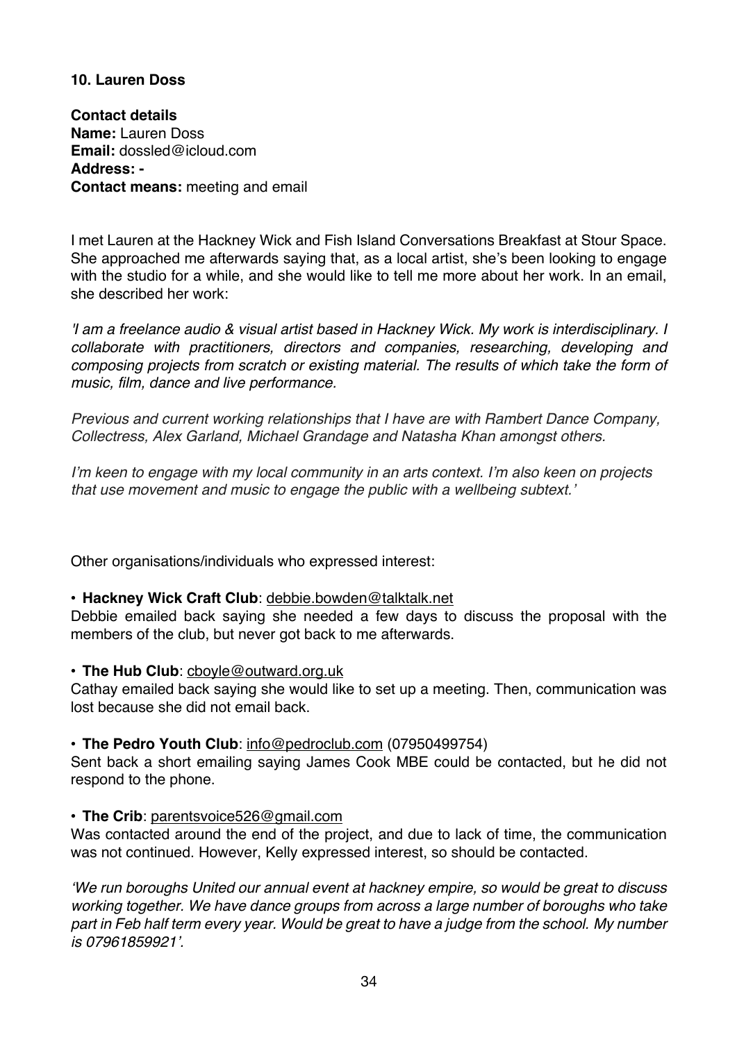**10. Lauren Doss**

**Contact details**
**Name:** Lauren Doss
**Email:** dossled@icloud.com
**Address: -**
**Contact means:** meeting and email

I met Lauren at the Hackney Wick and Fish Island Conversations Breakfast at Stour Space. She approached me afterwards saying that, as a local artist, she's been looking to engage with the studio for a while, and she would like to tell me more about her work. In an email, she described her work:

*'I am a freelance audio & visual artist based in Hackney Wick. My work is interdisciplinary. I collaborate with practitioners, directors and companies, researching, developing and composing projects from scratch or existing material. The results of which take the form of music, film, dance and live performance.*

*Previous and current working relationships that I have are with Rambert Dance Company, Collectress, Alex Garland, Michael Grandage and Natasha Khan amongst others.*

*I'm keen to engage with my local community in an arts context. I'm also keen on projects that use movement and music to engage the public with a wellbeing subtext.'*

Other organisations/individuals who expressed interest:

• **Hackney Wick Craft Club**: debbie.bowden@talktalk.net
Debbie emailed back saying she needed a few days to discuss the proposal with the members of the club, but never got back to me afterwards.

• **The Hub Club**: cboyle@outward.org.uk
Cathay emailed back saying she would like to set up a meeting. Then, communication was lost because she did not email back.

• **The Pedro Youth Club**: info@pedroclub.com (07950499754)
Sent back a short emailing saying James Cook MBE could be contacted, but he did not respond to the phone.

• **The Crib**: parentsvoice526@gmail.com
Was contacted around the end of the project, and due to lack of time, the communication was not continued. However, Kelly expressed interest, so should be contacted.

*'We run boroughs United our annual event at hackney empire, so would be great to discuss working together. We have dance groups from across a large number of boroughs who take part in Feb half term every year. Would be great to have a judge from the school. My number is 07961859921'.*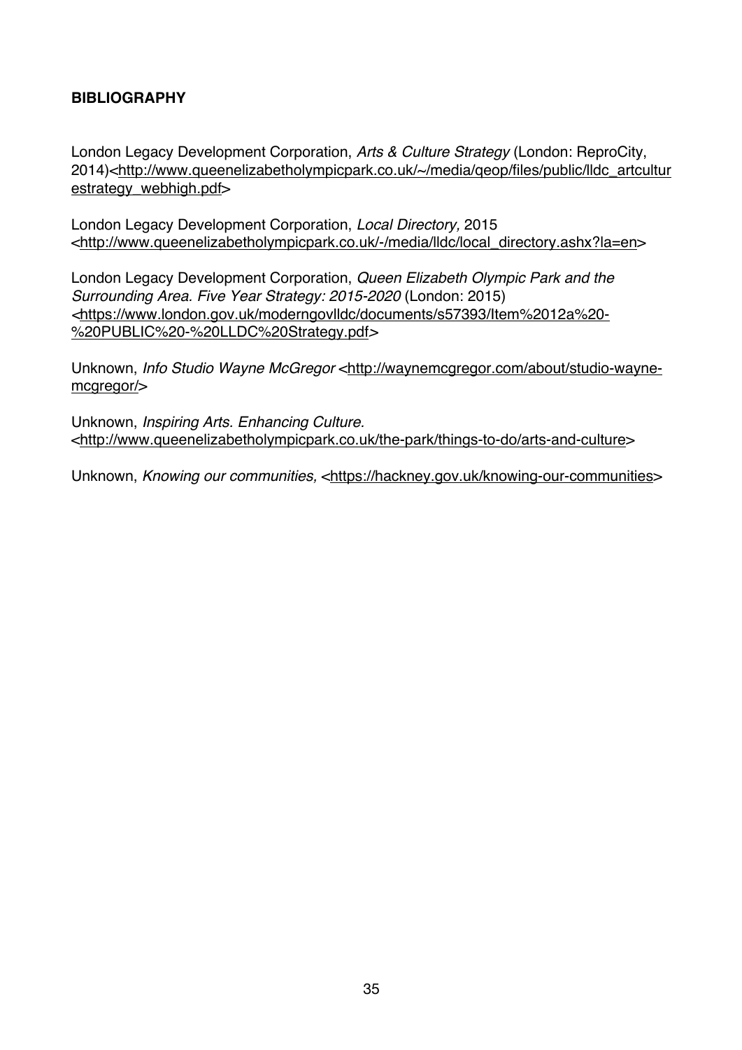**BIBLIOGRAPHY**

London Legacy Development Corporation, *Arts & Culture Strategy* (London: ReproCity, 2014)<http://www.queenelizabetholympicpark.co.uk/~/media/qeop/files/public/lldc_artculturestrategy_webhigh.pdf>

London Legacy Development Corporation, *Local Directory,* 2015 <http://www.queenelizabetholympicpark.co.uk/-/media/lldc/local_directory.ashx?la=en>

London Legacy Development Corporation, *Queen Elizabeth Olympic Park and the Surrounding Area. Five Year Strategy: 2015-2020* (London: 2015) <https://www.london.gov.uk/moderngovlldc/documents/s57393/Item%2012a%20-%20PUBLIC%20-%20LLDC%20Strategy.pdf>

Unknown, *Info Studio Wayne McGregor* <http://waynemcgregor.com/about/studio-wayne-mcgregor/>

Unknown, *Inspiring Arts. Enhancing Culture.* <http://www.queenelizabetholympicpark.co.uk/the-park/things-to-do/arts-and-culture>

Unknown, *Knowing our communities,* <https://hackney.gov.uk/knowing-our-communities>